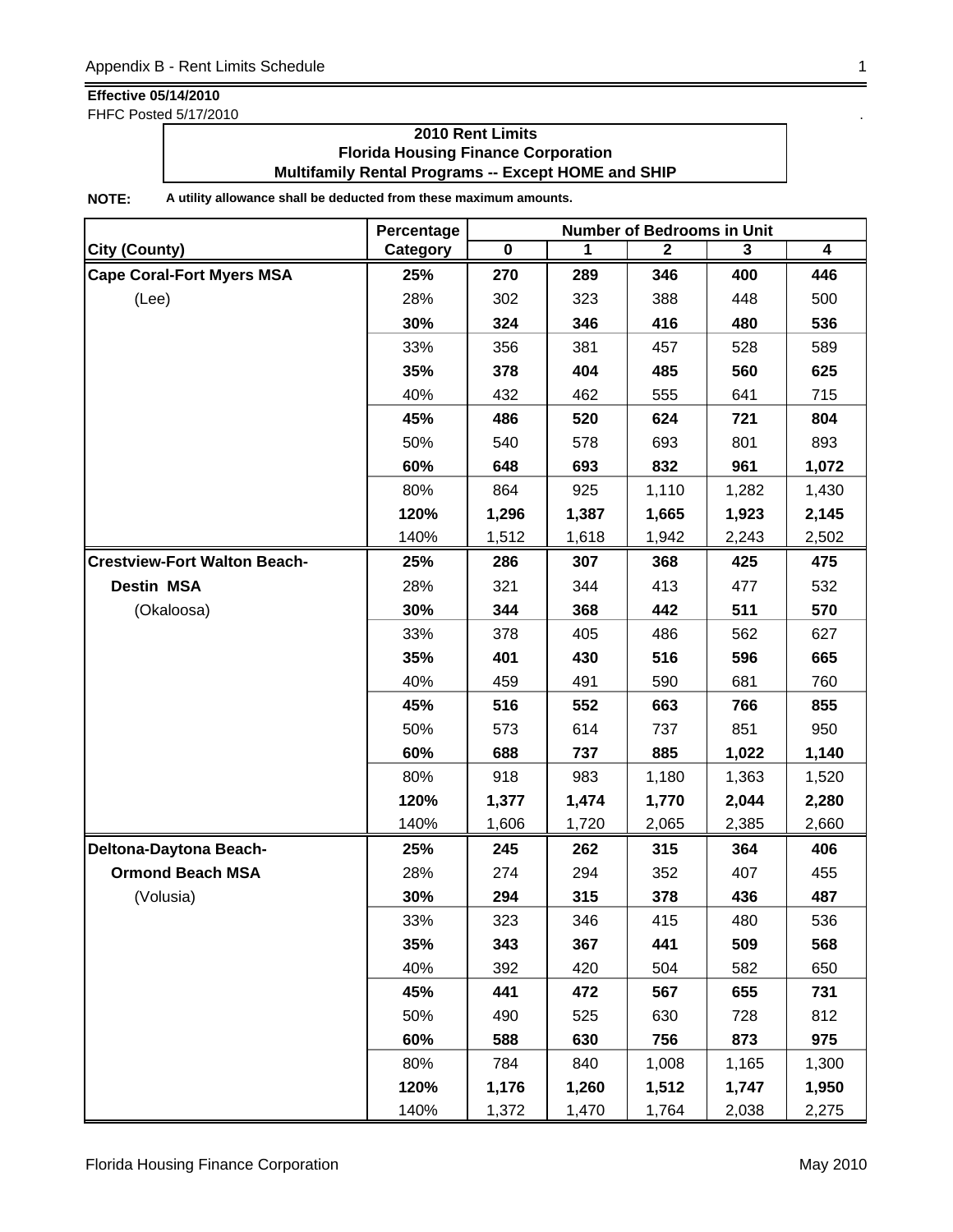**Effective 05/14/2010**

FHFC Posted 5/17/2010

**2010 Rent Limits**
**Florida Housing Finance Corporation**
**Multifamily Rental Programs -- Except HOME and SHIP**

**NOTE:** **A utility allowance shall be deducted from these maximum amounts.**

| | Percentage | Number of Bedrooms in Unit | | | | |
|---|---|---|---|---|---|---|
| **City (County)** | **Category** | **0** | **1** | **2** | **3** | **4** |
| **Cape Coral-Fort Myers MSA** | **25%** | **270** | **289** | **346** | **400** | **446** |
| (Lee) | 28% | 302 | 323 | 388 | 448 | 500 |
| | **30%** | **324** | **346** | **416** | **480** | **536** |
| | 33% | 356 | 381 | 457 | 528 | 589 |
| | **35%** | **378** | **404** | **485** | **560** | **625** |
| | 40% | 432 | 462 | 555 | 641 | 715 |
| | **45%** | **486** | **520** | **624** | **721** | **804** |
| | 50% | 540 | 578 | 693 | 801 | 893 |
| | **60%** | **648** | **693** | **832** | **961** | **1,072** |
| | 80% | 864 | 925 | 1,110 | 1,282 | 1,430 |
| | **120%** | **1,296** | **1,387** | **1,665** | **1,923** | **2,145** |
| | 140% | 1,512 | 1,618 | 1,942 | 2,243 | 2,502 |
| **Crestview-Fort Walton Beach-** | **25%** | **286** | **307** | **368** | **425** | **475** |
| **Destin MSA** | 28% | 321 | 344 | 413 | 477 | 532 |
| (Okaloosa) | **30%** | **344** | **368** | **442** | **511** | **570** |
| | 33% | 378 | 405 | 486 | 562 | 627 |
| | **35%** | **401** | **430** | **516** | **596** | **665** |
| | 40% | 459 | 491 | 590 | 681 | 760 |
| | **45%** | **516** | **552** | **663** | **766** | **855** |
| | 50% | 573 | 614 | 737 | 851 | 950 |
| | **60%** | **688** | **737** | **885** | **1,022** | **1,140** |
| | 80% | 918 | 983 | 1,180 | 1,363 | 1,520 |
| | **120%** | **1,377** | **1,474** | **1,770** | **2,044** | **2,280** |
| | 140% | 1,606 | 1,720 | 2,065 | 2,385 | 2,660 |
| **Deltona-Daytona Beach-** | **25%** | **245** | **262** | **315** | **364** | **406** |
| **Ormond Beach MSA** | 28% | 274 | 294 | 352 | 407 | 455 |
| (Volusia) | **30%** | **294** | **315** | **378** | **436** | **487** |
| | 33% | 323 | 346 | 415 | 480 | 536 |
| | **35%** | **343** | **367** | **441** | **509** | **568** |
| | 40% | 392 | 420 | 504 | 582 | 650 |
| | **45%** | **441** | **472** | **567** | **655** | **731** |
| | 50% | 490 | 525 | 630 | 728 | 812 |
| | **60%** | **588** | **630** | **756** | **873** | **975** |
| | 80% | 784 | 840 | 1,008 | 1,165 | 1,300 |
| | **120%** | **1,176** | **1,260** | **1,512** | **1,747** | **1,950** |
| | 140% | 1,372 | 1,470 | 1,764 | 2,038 | 2,275 |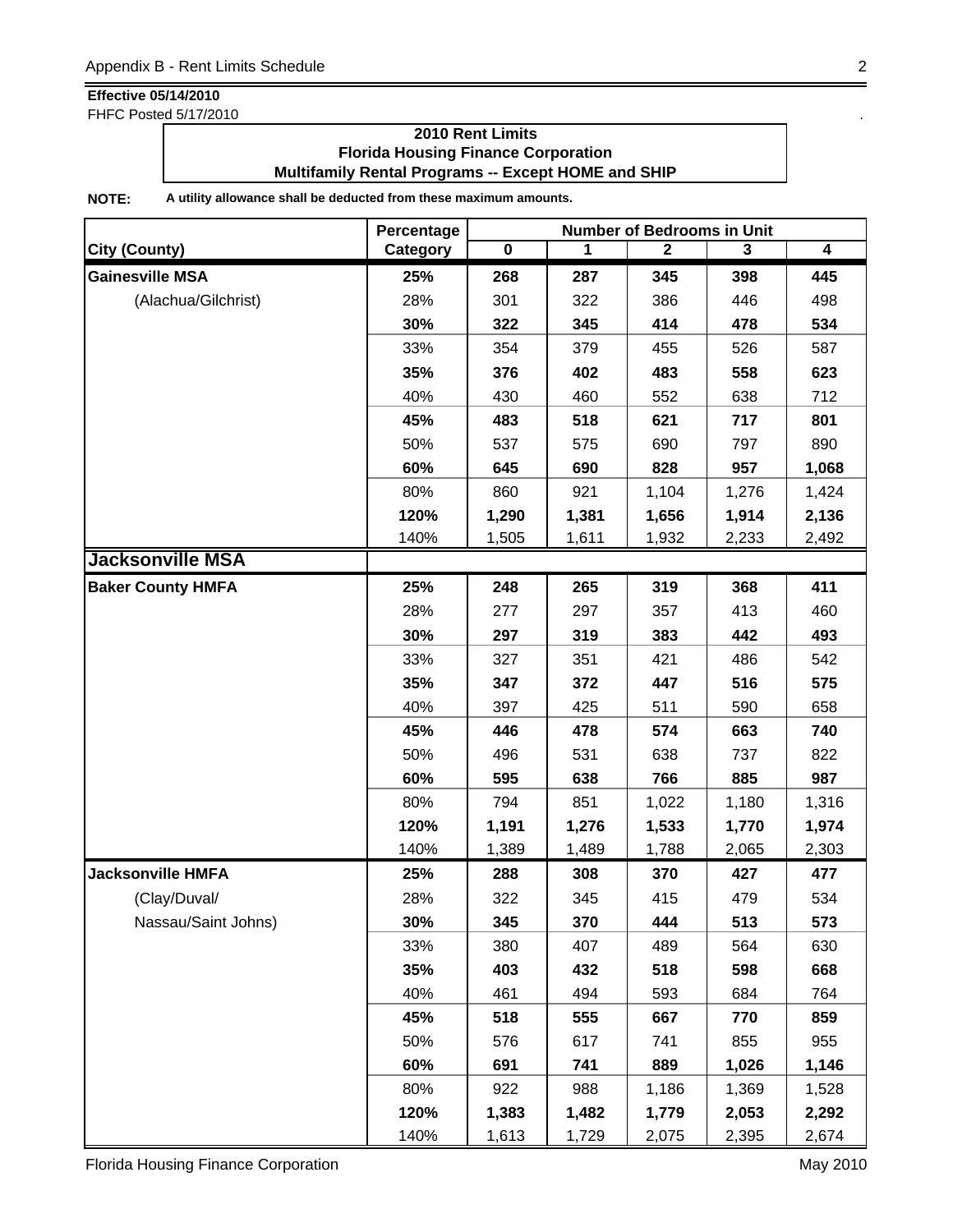**Effective 05/14/2010**
FHFC Posted 5/17/2010

**2010 Rent Limits**
**Florida Housing Finance Corporation**
**Multifamily Rental Programs -- Except HOME and SHIP**

**NOTE:** **A utility allowance shall be deducted from these maximum amounts.**

| City (County) | Percentage Category | Number of Bedrooms in Unit | | | | |
|---|---|---|---|---|---|---|
| | | 0 | 1 | 2 | 3 | 4 |
| **Gainesville MSA** | **25%** | **268** | **287** | **345** | **398** | **445** |
| (Alachua/Gilchrist) | 28% | 301 | 322 | 386 | 446 | 498 |
| | **30%** | **322** | **345** | **414** | **478** | **534** |
| | 33% | 354 | 379 | 455 | 526 | 587 |
| | **35%** | **376** | **402** | **483** | **558** | **623** |
| | 40% | 430 | 460 | 552 | 638 | 712 |
| | **45%** | **483** | **518** | **621** | **717** | **801** |
| | 50% | 537 | 575 | 690 | 797 | 890 |
| | **60%** | **645** | **690** | **828** | **957** | **1,068** |
| | 80% | 860 | 921 | 1,104 | 1,276 | 1,424 |
| | **120%** | **1,290** | **1,381** | **1,656** | **1,914** | **2,136** |
| | 140% | 1,505 | 1,611 | 1,932 | 2,233 | 2,492 |
| **Jacksonville MSA** | | | | | | |
| **Baker County HMFA** | **25%** | **248** | **265** | **319** | **368** | **411** |
| | 28% | 277 | 297 | 357 | 413 | 460 |
| | **30%** | **297** | **319** | **383** | **442** | **493** |
| | 33% | 327 | 351 | 421 | 486 | 542 |
| | **35%** | **347** | **372** | **447** | **516** | **575** |
| | 40% | 397 | 425 | 511 | 590 | 658 |
| | **45%** | **446** | **478** | **574** | **663** | **740** |
| | 50% | 496 | 531 | 638 | 737 | 822 |
| | **60%** | **595** | **638** | **766** | **885** | **987** |
| | 80% | 794 | 851 | 1,022 | 1,180 | 1,316 |
| | **120%** | **1,191** | **1,276** | **1,533** | **1,770** | **1,974** |
| | 140% | 1,389 | 1,489 | 1,788 | 2,065 | 2,303 |
| **Jacksonville HMFA** | **25%** | **288** | **308** | **370** | **427** | **477** |
| (Clay/Duval/ | 28% | 322 | 345 | 415 | 479 | 534 |
| Nassau/Saint Johns) | **30%** | **345** | **370** | **444** | **513** | **573** |
| | 33% | 380 | 407 | 489 | 564 | 630 |
| | **35%** | **403** | **432** | **518** | **598** | **668** |
| | 40% | 461 | 494 | 593 | 684 | 764 |
| | **45%** | **518** | **555** | **667** | **770** | **859** |
| | 50% | 576 | 617 | 741 | 855 | 955 |
| | **60%** | **691** | **741** | **889** | **1,026** | **1,146** |
| | 80% | 922 | 988 | 1,186 | 1,369 | 1,528 |
| | **120%** | **1,383** | **1,482** | **1,779** | **2,053** | **2,292** |
| | 140% | 1,613 | 1,729 | 2,075 | 2,395 | 2,674 |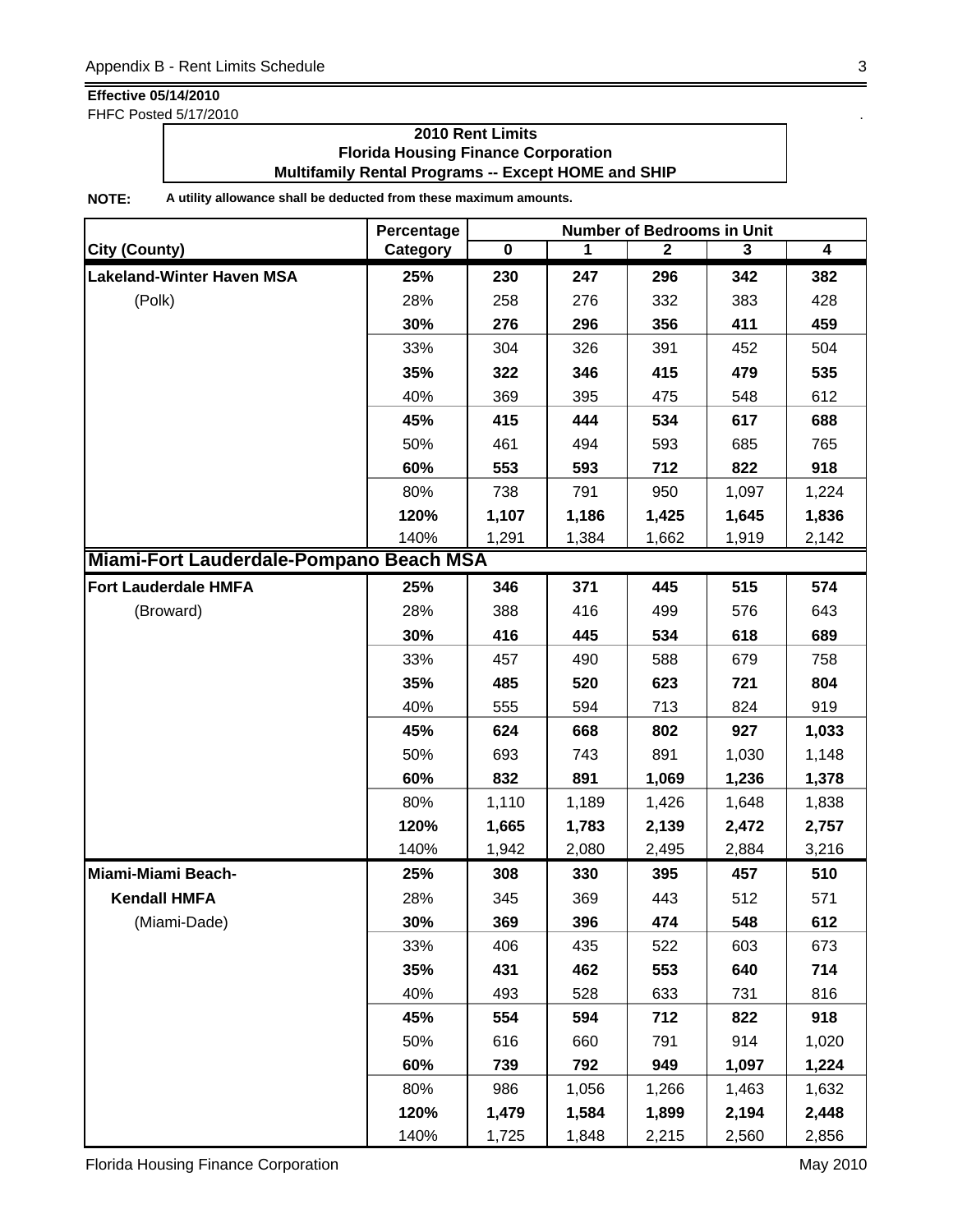**Effective 05/14/2010**

FHFC Posted 5/17/2010

**2010 Rent Limits**
**Florida Housing Finance Corporation**
**Multifamily Rental Programs -- Except HOME and SHIP**

**NOTE:** **A utility allowance shall be deducted from these maximum amounts.**

| City (County) | Percentage Category | Number of Bedrooms in Unit | | | | |
|---|---|---|---|---|---|---|
| | | 0 | 1 | 2 | 3 | 4 |
| **Lakeland-Winter Haven MSA** | **25%** | **230** | **247** | **296** | **342** | **382** |
| (Polk) | 28% | 258 | 276 | 332 | 383 | 428 |
| | **30%** | **276** | **296** | **356** | **411** | **459** |
| | 33% | 304 | 326 | 391 | 452 | 504 |
| | **35%** | **322** | **346** | **415** | **479** | **535** |
| | 40% | 369 | 395 | 475 | 548 | 612 |
| | **45%** | **415** | **444** | **534** | **617** | **688** |
| | 50% | 461 | 494 | 593 | 685 | 765 |
| | **60%** | **553** | **593** | **712** | **822** | **918** |
| | 80% | 738 | 791 | 950 | 1,097 | 1,224 |
| | **120%** | **1,107** | **1,186** | **1,425** | **1,645** | **1,836** |
| | 140% | 1,291 | 1,384 | 1,662 | 1,919 | 2,142 |
| **Miami-Fort Lauderdale-Pompano Beach MSA** | | | | | | |
| **Fort Lauderdale HMFA** | **25%** | **346** | **371** | **445** | **515** | **574** |
| (Broward) | 28% | 388 | 416 | 499 | 576 | 643 |
| | **30%** | **416** | **445** | **534** | **618** | **689** |
| | 33% | 457 | 490 | 588 | 679 | 758 |
| | **35%** | **485** | **520** | **623** | **721** | **804** |
| | 40% | 555 | 594 | 713 | 824 | 919 |
| | **45%** | **624** | **668** | **802** | **927** | **1,033** |
| | 50% | 693 | 743 | 891 | 1,030 | 1,148 |
| | **60%** | **832** | **891** | **1,069** | **1,236** | **1,378** |
| | 80% | 1,110 | 1,189 | 1,426 | 1,648 | 1,838 |
| | **120%** | **1,665** | **1,783** | **2,139** | **2,472** | **2,757** |
| | 140% | 1,942 | 2,080 | 2,495 | 2,884 | 3,216 |
| **Miami-Miami Beach-** | **25%** | **308** | **330** | **395** | **457** | **510** |
| **Kendall HMFA** | 28% | 345 | 369 | 443 | 512 | 571 |
| (Miami-Dade) | **30%** | **369** | **396** | **474** | **548** | **612** |
| | 33% | 406 | 435 | 522 | 603 | 673 |
| | **35%** | **431** | **462** | **553** | **640** | **714** |
| | 40% | 493 | 528 | 633 | 731 | 816 |
| | **45%** | **554** | **594** | **712** | **822** | **918** |
| | 50% | 616 | 660 | 791 | 914 | 1,020 |
| | **60%** | **739** | **792** | **949** | **1,097** | **1,224** |
| | 80% | 986 | 1,056 | 1,266 | 1,463 | 1,632 |
| | **120%** | **1,479** | **1,584** | **1,899** | **2,194** | **2,448** |
| | 140% | 1,725 | 1,848 | 2,215 | 2,560 | 2,856 |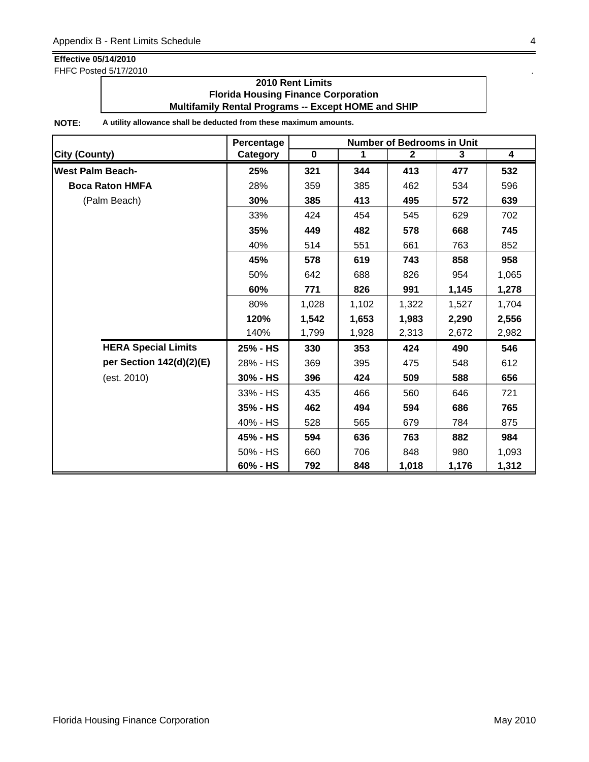**Effective 05/14/2010**

FHFC Posted 5/17/2010

**2010 Rent Limits**
**Florida Housing Finance Corporation**
**Multifamily Rental Programs -- Except HOME and SHIP**

**NOTE:** **A utility allowance shall be deducted from these maximum amounts.**

| City (County) | Percentage Category | Number of Bedrooms in Unit 0 | 1 | 2 | 3 | 4 |
|---|---|---|---|---|---|---|
| **West Palm Beach-** | **25%** | **321** | **344** | **413** | **477** | **532** |
| **Boca Raton HMFA** | 28% | 359 | 385 | 462 | 534 | 596 |
| (Palm Beach) | **30%** | **385** | **413** | **495** | **572** | **639** |
| | 33% | 424 | 454 | 545 | 629 | 702 |
| | **35%** | **449** | **482** | **578** | **668** | **745** |
| | 40% | 514 | 551 | 661 | 763 | 852 |
| | **45%** | **578** | **619** | **743** | **858** | **958** |
| | 50% | 642 | 688 | 826 | 954 | 1,065 |
| | **60%** | **771** | **826** | **991** | **1,145** | **1,278** |
| | 80% | 1,028 | 1,102 | 1,322 | 1,527 | 1,704 |
| | **120%** | **1,542** | **1,653** | **1,983** | **2,290** | **2,556** |
| | 140% | 1,799 | 1,928 | 2,313 | 2,672 | 2,982 |
| **HERA Special Limits** | **25% - HS** | **330** | **353** | **424** | **490** | **546** |
| **per Section 142(d)(2)(E)** | 28% - HS | 369 | 395 | 475 | 548 | 612 |
| (est. 2010) | **30% - HS** | **396** | **424** | **509** | **588** | **656** |
| | 33% - HS | 435 | 466 | 560 | 646 | 721 |
| | **35% - HS** | **462** | **494** | **594** | **686** | **765** |
| | 40% - HS | 528 | 565 | 679 | 784 | 875 |
| | **45% - HS** | **594** | **636** | **763** | **882** | **984** |
| | 50% - HS | 660 | 706 | 848 | 980 | 1,093 |
| | **60% - HS** | **792** | **848** | **1,018** | **1,176** | **1,312** |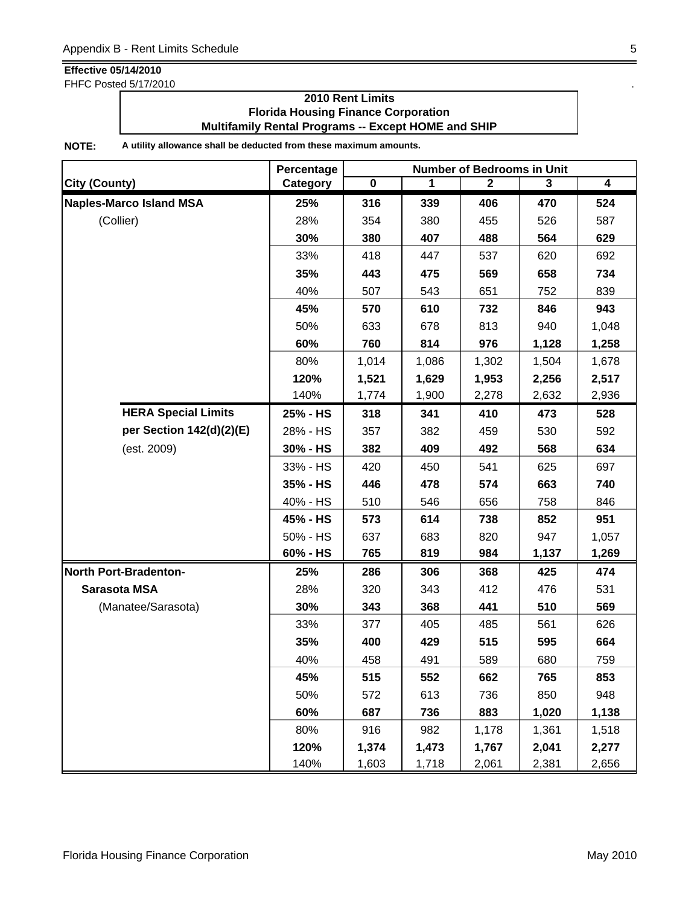**Effective 05/14/2010**
FHFC Posted 5/17/2010

**2010 Rent Limits**
**Florida Housing Finance Corporation**
**Multifamily Rental Programs -- Except HOME and SHIP**

**NOTE:** **A utility allowance shall be deducted from these maximum amounts.**

| City (County) | Percentage Category | Number of Bedrooms in Unit 0 | 1 | 2 | 3 | 4 |
|---|---|---|---|---|---|---|
| **Naples-Marco Island MSA** | **25%** | **316** | **339** | **406** | **470** | **524** |
| (Collier) | 28% | 354 | 380 | 455 | 526 | 587 |
| | **30%** | **380** | **407** | **488** | **564** | **629** |
| | 33% | 418 | 447 | 537 | 620 | 692 |
| | **35%** | **443** | **475** | **569** | **658** | **734** |
| | 40% | 507 | 543 | 651 | 752 | 839 |
| | **45%** | **570** | **610** | **732** | **846** | **943** |
| | 50% | 633 | 678 | 813 | 940 | 1,048 |
| | **60%** | **760** | **814** | **976** | **1,128** | **1,258** |
| | 80% | 1,014 | 1,086 | 1,302 | 1,504 | 1,678 |
| | **120%** | **1,521** | **1,629** | **1,953** | **2,256** | **2,517** |
| | 140% | 1,774 | 1,900 | 2,278 | 2,632 | 2,936 |
| **HERA Special Limits** | **25% - HS** | **318** | **341** | **410** | **473** | **528** |
| **per Section 142(d)(2)(E)** | 28% - HS | 357 | 382 | 459 | 530 | 592 |
| (est. 2009) | **30% - HS** | **382** | **409** | **492** | **568** | **634** |
| | 33% - HS | 420 | 450 | 541 | 625 | 697 |
| | **35% - HS** | **446** | **478** | **574** | **663** | **740** |
| | 40% - HS | 510 | 546 | 656 | 758 | 846 |
| | **45% - HS** | **573** | **614** | **738** | **852** | **951** |
| | 50% - HS | 637 | 683 | 820 | 947 | 1,057 |
| | **60% - HS** | **765** | **819** | **984** | **1,137** | **1,269** |
| **North Port-Bradenton-** | **25%** | **286** | **306** | **368** | **425** | **474** |
| **Sarasota MSA** | 28% | 320 | 343 | 412 | 476 | 531 |
| (Manatee/Sarasota) | **30%** | **343** | **368** | **441** | **510** | **569** |
| | 33% | 377 | 405 | 485 | 561 | 626 |
| | **35%** | **400** | **429** | **515** | **595** | **664** |
| | 40% | 458 | 491 | 589 | 680 | 759 |
| | **45%** | **515** | **552** | **662** | **765** | **853** |
| | 50% | 572 | 613 | 736 | 850 | 948 |
| | **60%** | **687** | **736** | **883** | **1,020** | **1,138** |
| | 80% | 916 | 982 | 1,178 | 1,361 | 1,518 |
| | **120%** | **1,374** | **1,473** | **1,767** | **2,041** | **2,277** |
| | 140% | 1,603 | 1,718 | 2,061 | 2,381 | 2,656 |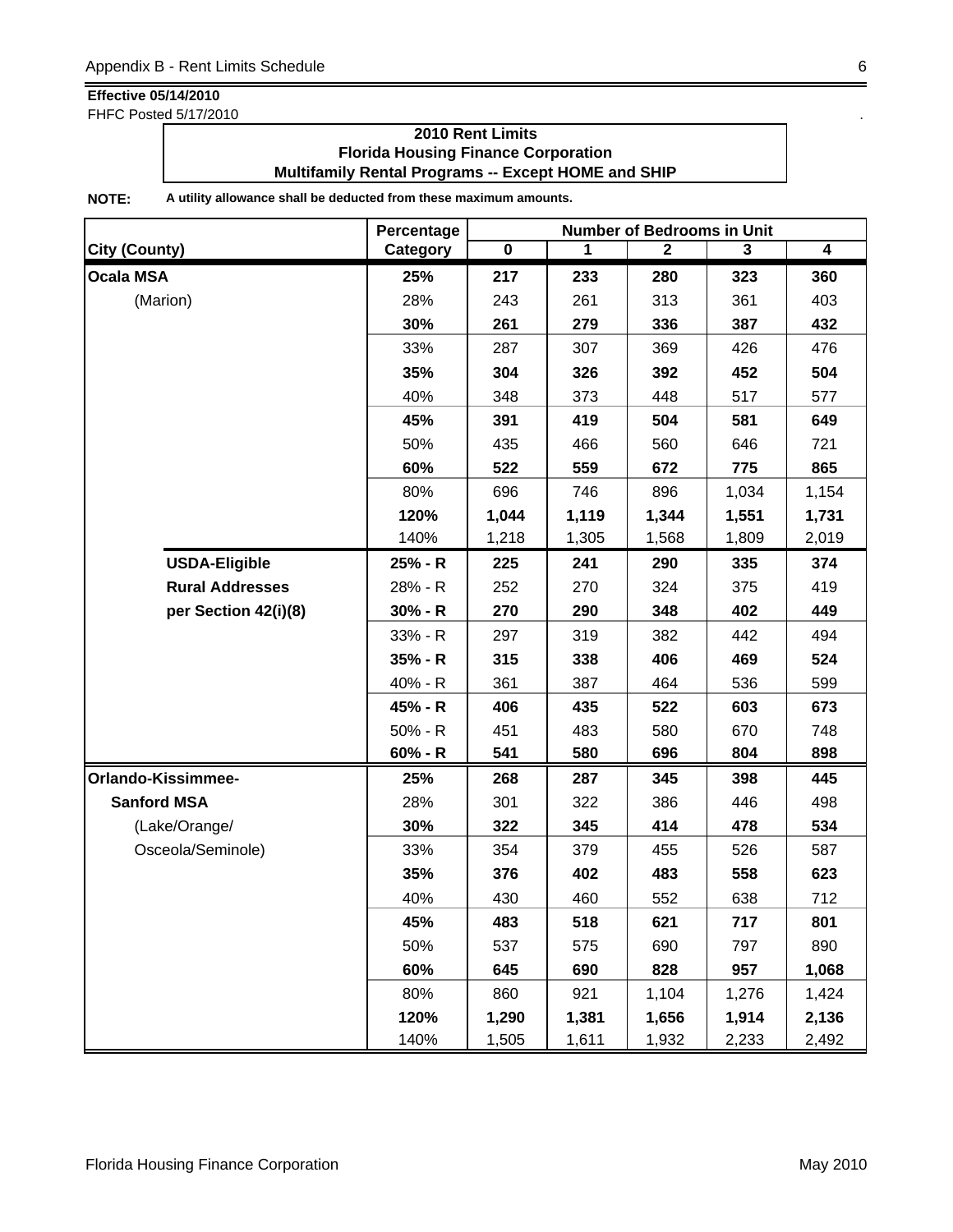**Effective 05/14/2010**
FHFC Posted 5/17/2010

**2010 Rent Limits**
**Florida Housing Finance Corporation**
**Multifamily Rental Programs -- Except HOME and SHIP**

**NOTE:** A utility allowance shall be deducted from these maximum amounts.

| City (County) | Percentage Category | Number of Bedrooms in Unit 0 | 1 | 2 | 3 | 4 |
|---|---|---|---|---|---|---|
| **Ocala MSA** | **25%** | **217** | **233** | **280** | **323** | **360** |
| (Marion) | 28% | 243 | 261 | 313 | 361 | 403 |
| | **30%** | **261** | **279** | **336** | **387** | **432** |
| | 33% | 287 | 307 | 369 | 426 | 476 |
| | **35%** | **304** | **326** | **392** | **452** | **504** |
| | 40% | 348 | 373 | 448 | 517 | 577 |
| | **45%** | **391** | **419** | **504** | **581** | **649** |
| | 50% | 435 | 466 | 560 | 646 | 721 |
| | **60%** | **522** | **559** | **672** | **775** | **865** |
| | 80% | 696 | 746 | 896 | 1,034 | 1,154 |
| | **120%** | **1,044** | **1,119** | **1,344** | **1,551** | **1,731** |
| | 140% | 1,218 | 1,305 | 1,568 | 1,809 | 2,019 |
| **USDA-Eligible** | **25% - R** | **225** | **241** | **290** | **335** | **374** |
| **Rural Addresses** | 28% - R | 252 | 270 | 324 | 375 | 419 |
| **per Section 42(i)(8)** | **30% - R** | **270** | **290** | **348** | **402** | **449** |
| | 33% - R | 297 | 319 | 382 | 442 | 494 |
| | **35% - R** | **315** | **338** | **406** | **469** | **524** |
| | 40% - R | 361 | 387 | 464 | 536 | 599 |
| | **45% - R** | **406** | **435** | **522** | **603** | **673** |
| | 50% - R | 451 | 483 | 580 | 670 | 748 |
| | **60% - R** | **541** | **580** | **696** | **804** | **898** |
| **Orlando-Kissimmee-** | **25%** | **268** | **287** | **345** | **398** | **445** |
| **Sanford MSA** | 28% | 301 | 322 | 386 | 446 | 498 |
| (Lake/Orange/ | **30%** | **322** | **345** | **414** | **478** | **534** |
| Osceola/Seminole) | 33% | 354 | 379 | 455 | 526 | 587 |
| | **35%** | **376** | **402** | **483** | **558** | **623** |
| | 40% | 430 | 460 | 552 | 638 | 712 |
| | **45%** | **483** | **518** | **621** | **717** | **801** |
| | 50% | 537 | 575 | 690 | 797 | 890 |
| | **60%** | **645** | **690** | **828** | **957** | **1,068** |
| | 80% | 860 | 921 | 1,104 | 1,276 | 1,424 |
| | **120%** | **1,290** | **1,381** | **1,656** | **1,914** | **2,136** |
| | 140% | 1,505 | 1,611 | 1,932 | 2,233 | 2,492 |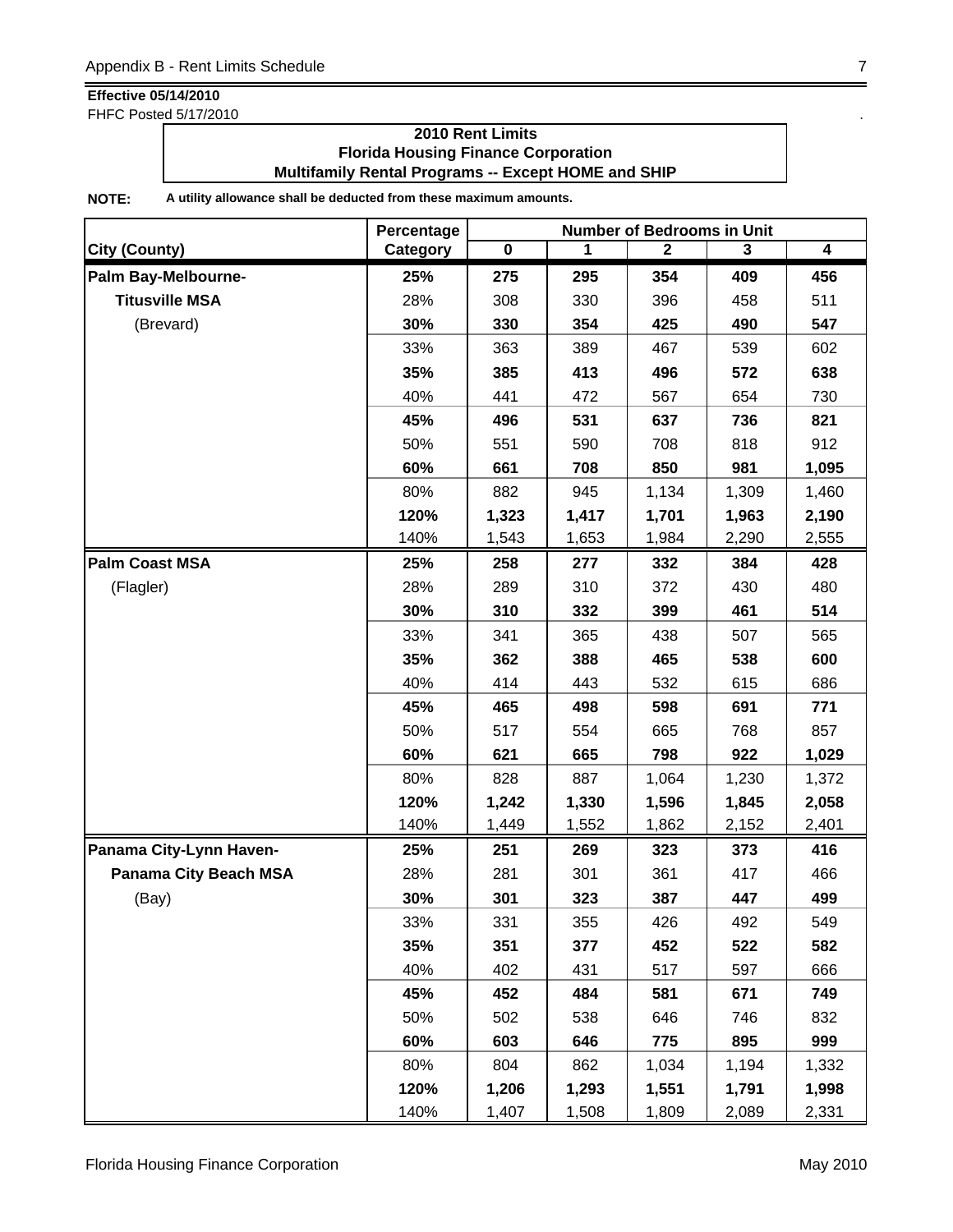**Effective 05/14/2010**
FHFC Posted 5/17/2010

**2010 Rent Limits**
**Florida Housing Finance Corporation**
**Multifamily Rental Programs -- Except HOME and SHIP**

**NOTE:** **A utility allowance shall be deducted from these maximum amounts.**

| City (County) | Percentage Category | Number of Bedrooms in Unit 0 | 1 | 2 | 3 | 4 |
|---|---|---|---|---|---|---|
| **Palm Bay-Melbourne-** | **25%** | **275** | **295** | **354** | **409** | **456** |
| **Titusville MSA** | 28% | 308 | 330 | 396 | 458 | 511 |
| (Brevard) | **30%** | **330** | **354** | **425** | **490** | **547** |
| | 33% | 363 | 389 | 467 | 539 | 602 |
| | **35%** | **385** | **413** | **496** | **572** | **638** |
| | 40% | 441 | 472 | 567 | 654 | 730 |
| | **45%** | **496** | **531** | **637** | **736** | **821** |
| | 50% | 551 | 590 | 708 | 818 | 912 |
| | **60%** | **661** | **708** | **850** | **981** | **1,095** |
| | 80% | 882 | 945 | 1,134 | 1,309 | 1,460 |
| | **120%** | **1,323** | **1,417** | **1,701** | **1,963** | **2,190** |
| | 140% | 1,543 | 1,653 | 1,984 | 2,290 | 2,555 |
| **Palm Coast MSA** | **25%** | **258** | **277** | **332** | **384** | **428** |
| (Flagler) | 28% | 289 | 310 | 372 | 430 | 480 |
| | **30%** | **310** | **332** | **399** | **461** | **514** |
| | 33% | 341 | 365 | 438 | 507 | 565 |
| | **35%** | **362** | **388** | **465** | **538** | **600** |
| | 40% | 414 | 443 | 532 | 615 | 686 |
| | **45%** | **465** | **498** | **598** | **691** | **771** |
| | 50% | 517 | 554 | 665 | 768 | 857 |
| | **60%** | **621** | **665** | **798** | **922** | **1,029** |
| | 80% | 828 | 887 | 1,064 | 1,230 | 1,372 |
| | **120%** | **1,242** | **1,330** | **1,596** | **1,845** | **2,058** |
| | 140% | 1,449 | 1,552 | 1,862 | 2,152 | 2,401 |
| **Panama City-Lynn Haven-** | **25%** | **251** | **269** | **323** | **373** | **416** |
| **Panama City Beach MSA** | 28% | 281 | 301 | 361 | 417 | 466 |
| (Bay) | **30%** | **301** | **323** | **387** | **447** | **499** |
| | 33% | 331 | 355 | 426 | 492 | 549 |
| | **35%** | **351** | **377** | **452** | **522** | **582** |
| | 40% | 402 | 431 | 517 | 597 | 666 |
| | **45%** | **452** | **484** | **581** | **671** | **749** |
| | 50% | 502 | 538 | 646 | 746 | 832 |
| | **60%** | **603** | **646** | **775** | **895** | **999** |
| | 80% | 804 | 862 | 1,034 | 1,194 | 1,332 |
| | **120%** | **1,206** | **1,293** | **1,551** | **1,791** | **1,998** |
| | 140% | 1,407 | 1,508 | 1,809 | 2,089 | 2,331 |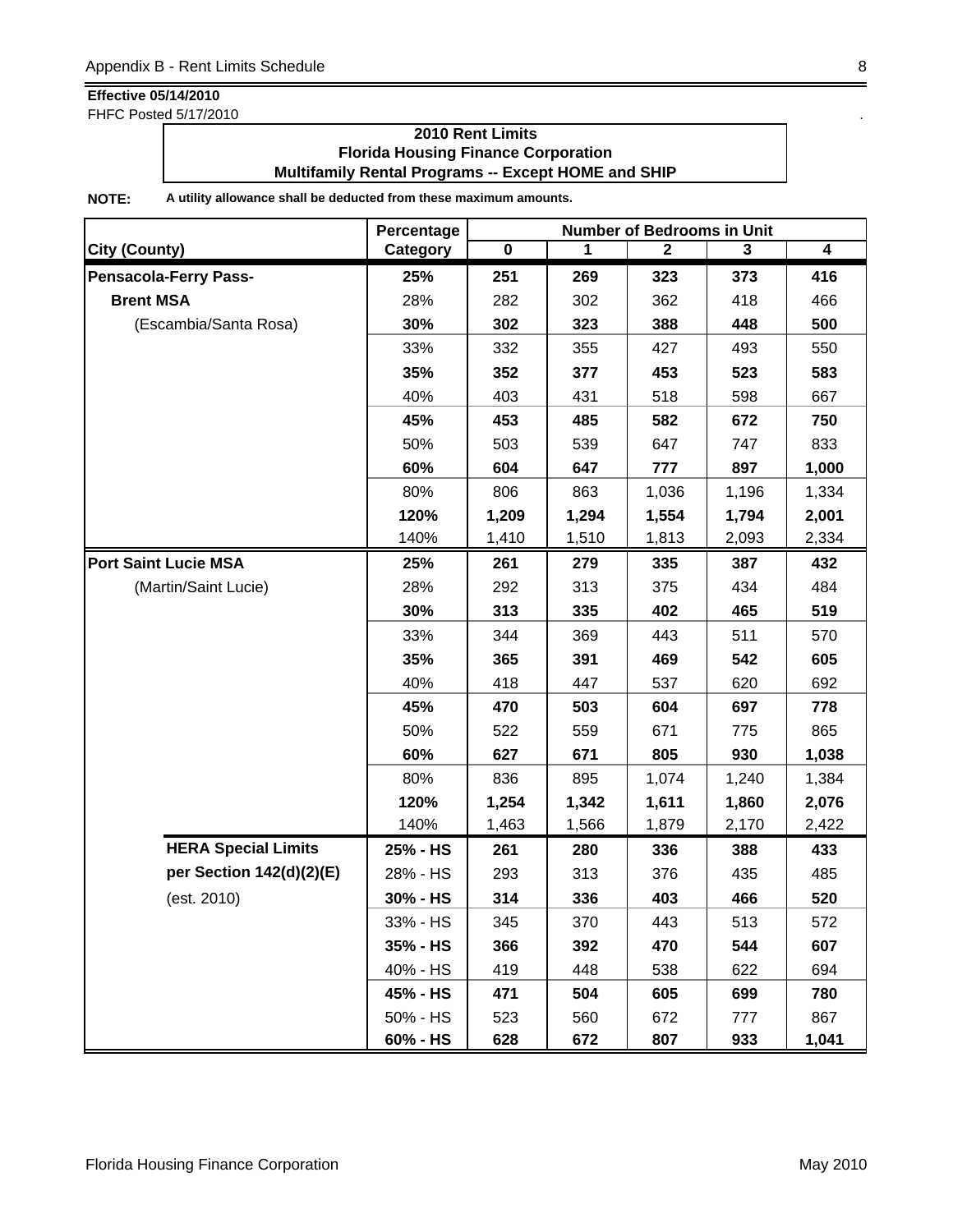**Effective 05/14/2010**
FHFC Posted 5/17/2010

**2010 Rent Limits**
**Florida Housing Finance Corporation**
**Multifamily Rental Programs -- Except HOME and SHIP**

**NOTE:** **A utility allowance shall be deducted from these maximum amounts.**

| City (County) | Percentage Category | Number of Bedrooms in Unit 0 | 1 | 2 | 3 | 4 |
|---|---|---|---|---|---|---|
| **Pensacola-Ferry Pass-** | **25%** | **251** | **269** | **323** | **373** | **416** |
| **Brent MSA** | 28% | 282 | 302 | 362 | 418 | 466 |
| (Escambia/Santa Rosa) | **30%** | **302** | **323** | **388** | **448** | **500** |
| | 33% | 332 | 355 | 427 | 493 | 550 |
| | **35%** | **352** | **377** | **453** | **523** | **583** |
| | 40% | 403 | 431 | 518 | 598 | 667 |
| | **45%** | **453** | **485** | **582** | **672** | **750** |
| | 50% | 503 | 539 | 647 | 747 | 833 |
| | **60%** | **604** | **647** | **777** | **897** | **1,000** |
| | 80% | 806 | 863 | 1,036 | 1,196 | 1,334 |
| | **120%** | **1,209** | **1,294** | **1,554** | **1,794** | **2,001** |
| | 140% | 1,410 | 1,510 | 1,813 | 2,093 | 2,334 |
| **Port Saint Lucie MSA** | **25%** | **261** | **279** | **335** | **387** | **432** |
| (Martin/Saint Lucie) | 28% | 292 | 313 | 375 | 434 | 484 |
| | **30%** | **313** | **335** | **402** | **465** | **519** |
| | 33% | 344 | 369 | 443 | 511 | 570 |
| | **35%** | **365** | **391** | **469** | **542** | **605** |
| | 40% | 418 | 447 | 537 | 620 | 692 |
| | **45%** | **470** | **503** | **604** | **697** | **778** |
| | 50% | 522 | 559 | 671 | 775 | 865 |
| | **60%** | **627** | **671** | **805** | **930** | **1,038** |
| | 80% | 836 | 895 | 1,074 | 1,240 | 1,384 |
| | **120%** | **1,254** | **1,342** | **1,611** | **1,860** | **2,076** |
| | 140% | 1,463 | 1,566 | 1,879 | 2,170 | 2,422 |
| **HERA Special Limits** | **25% - HS** | **261** | **280** | **336** | **388** | **433** |
| **per Section 142(d)(2)(E)** | 28% - HS | 293 | 313 | 376 | 435 | 485 |
| (est. 2010) | **30% - HS** | **314** | **336** | **403** | **466** | **520** |
| | 33% - HS | 345 | 370 | 443 | 513 | 572 |
| | **35% - HS** | **366** | **392** | **470** | **544** | **607** |
| | 40% - HS | 419 | 448 | 538 | 622 | 694 |
| | **45% - HS** | **471** | **504** | **605** | **699** | **780** |
| | 50% - HS | 523 | 560 | 672 | 777 | 867 |
| | **60% - HS** | **628** | **672** | **807** | **933** | **1,041** |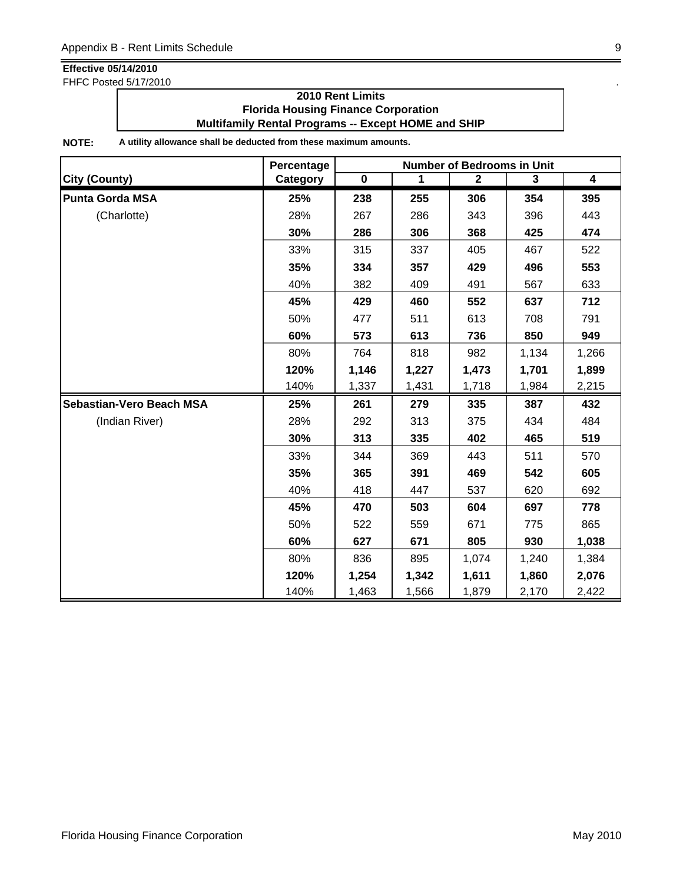**Effective 05/14/2010**

FHFC Posted 5/17/2010

**2010 Rent Limits**
**Florida Housing Finance Corporation**
**Multifamily Rental Programs -- Except HOME and SHIP**

**NOTE:** **A utility allowance shall be deducted from these maximum amounts.**

| City (County) | Percentage Category | Number of Bedrooms in Unit 0 | 1 | 2 | 3 | 4 |
|---|---|---|---|---|---|---|
| **Punta Gorda MSA** | **25%** | **238** | **255** | **306** | **354** | **395** |
| (Charlotte) | 28% | 267 | 286 | 343 | 396 | 443 |
| | **30%** | **286** | **306** | **368** | **425** | **474** |
| | 33% | 315 | 337 | 405 | 467 | 522 |
| | **35%** | **334** | **357** | **429** | **496** | **553** |
| | 40% | 382 | 409 | 491 | 567 | 633 |
| | **45%** | **429** | **460** | **552** | **637** | **712** |
| | 50% | 477 | 511 | 613 | 708 | 791 |
| | **60%** | **573** | **613** | **736** | **850** | **949** |
| | 80% | 764 | 818 | 982 | 1,134 | 1,266 |
| | **120%** | **1,146** | **1,227** | **1,473** | **1,701** | **1,899** |
| | 140% | 1,337 | 1,431 | 1,718 | 1,984 | 2,215 |
| **Sebastian-Vero Beach MSA** | **25%** | **261** | **279** | **335** | **387** | **432** |
| (Indian River) | 28% | 292 | 313 | 375 | 434 | 484 |
| | **30%** | **313** | **335** | **402** | **465** | **519** |
| | 33% | 344 | 369 | 443 | 511 | 570 |
| | **35%** | **365** | **391** | **469** | **542** | **605** |
| | 40% | 418 | 447 | 537 | 620 | 692 |
| | **45%** | **470** | **503** | **604** | **697** | **778** |
| | 50% | 522 | 559 | 671 | 775 | 865 |
| | **60%** | **627** | **671** | **805** | **930** | **1,038** |
| | 80% | 836 | 895 | 1,074 | 1,240 | 1,384 |
| | **120%** | **1,254** | **1,342** | **1,611** | **1,860** | **2,076** |
| | 140% | 1,463 | 1,566 | 1,879 | 2,170 | 2,422 |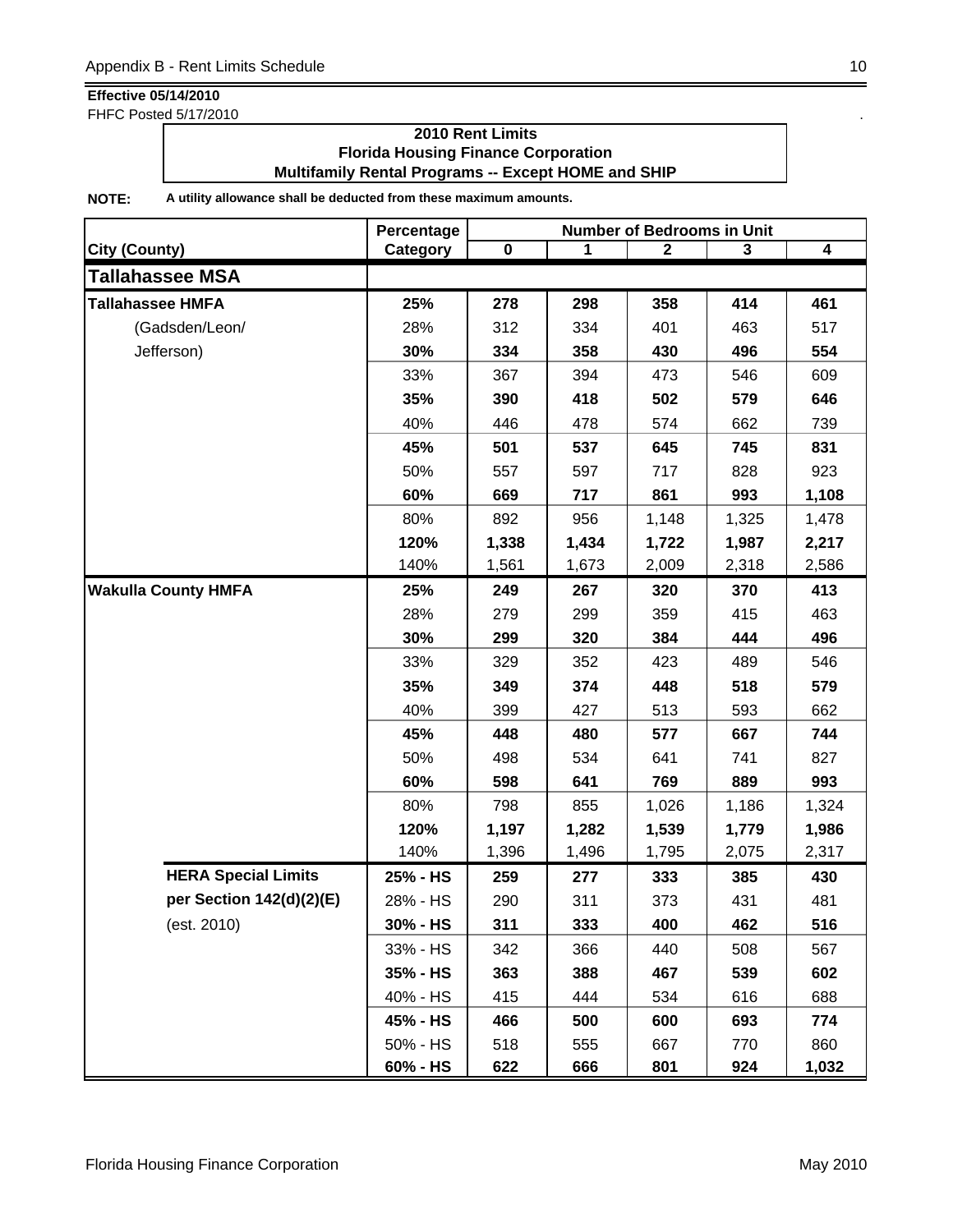**Effective 05/14/2010**

FHFC Posted 5/17/2010

**2010 Rent Limits**
**Florida Housing Finance Corporation**
**Multifamily Rental Programs -- Except HOME and SHIP**

**NOTE:** **A utility allowance shall be deducted from these maximum amounts.**

| City (County) | Percentage Category | Number of Bedrooms in Unit 0 | 1 | 2 | 3 | 4 |
|---|---|---|---|---|---|---|
| **Tallahassee MSA** | | | | | | |
| **Tallahassee HMFA** | **25%** | **278** | **298** | **358** | **414** | **461** |
| (Gadsden/Leon/ | 28% | 312 | 334 | 401 | 463 | 517 |
| Jefferson) | **30%** | **334** | **358** | **430** | **496** | **554** |
| | 33% | 367 | 394 | 473 | 546 | 609 |
| | **35%** | **390** | **418** | **502** | **579** | **646** |
| | 40% | 446 | 478 | 574 | 662 | 739 |
| | **45%** | **501** | **537** | **645** | **745** | **831** |
| | 50% | 557 | 597 | 717 | 828 | 923 |
| | **60%** | **669** | **717** | **861** | **993** | **1,108** |
| | 80% | 892 | 956 | 1,148 | 1,325 | 1,478 |
| | **120%** | **1,338** | **1,434** | **1,722** | **1,987** | **2,217** |
| | 140% | 1,561 | 1,673 | 2,009 | 2,318 | 2,586 |
| **Wakulla County HMFA** | **25%** | **249** | **267** | **320** | **370** | **413** |
| | 28% | 279 | 299 | 359 | 415 | 463 |
| | **30%** | **299** | **320** | **384** | **444** | **496** |
| | 33% | 329 | 352 | 423 | 489 | 546 |
| | **35%** | **349** | **374** | **448** | **518** | **579** |
| | 40% | 399 | 427 | 513 | 593 | 662 |
| | **45%** | **448** | **480** | **577** | **667** | **744** |
| | 50% | 498 | 534 | 641 | 741 | 827 |
| | **60%** | **598** | **641** | **769** | **889** | **993** |
| | 80% | 798 | 855 | 1,026 | 1,186 | 1,324 |
| | **120%** | **1,197** | **1,282** | **1,539** | **1,779** | **1,986** |
| | 140% | 1,396 | 1,496 | 1,795 | 2,075 | 2,317 |
| **HERA Special Limits** | **25% - HS** | **259** | **277** | **333** | **385** | **430** |
| **per Section 142(d)(2)(E)** | 28% - HS | 290 | 311 | 373 | 431 | 481 |
| (est. 2010) | **30% - HS** | **311** | **333** | **400** | **462** | **516** |
| | 33% - HS | 342 | 366 | 440 | 508 | 567 |
| | **35% - HS** | **363** | **388** | **467** | **539** | **602** |
| | 40% - HS | 415 | 444 | 534 | 616 | 688 |
| | **45% - HS** | **466** | **500** | **600** | **693** | **774** |
| | 50% - HS | 518 | 555 | 667 | 770 | 860 |
| | **60% - HS** | **622** | **666** | **801** | **924** | **1,032** |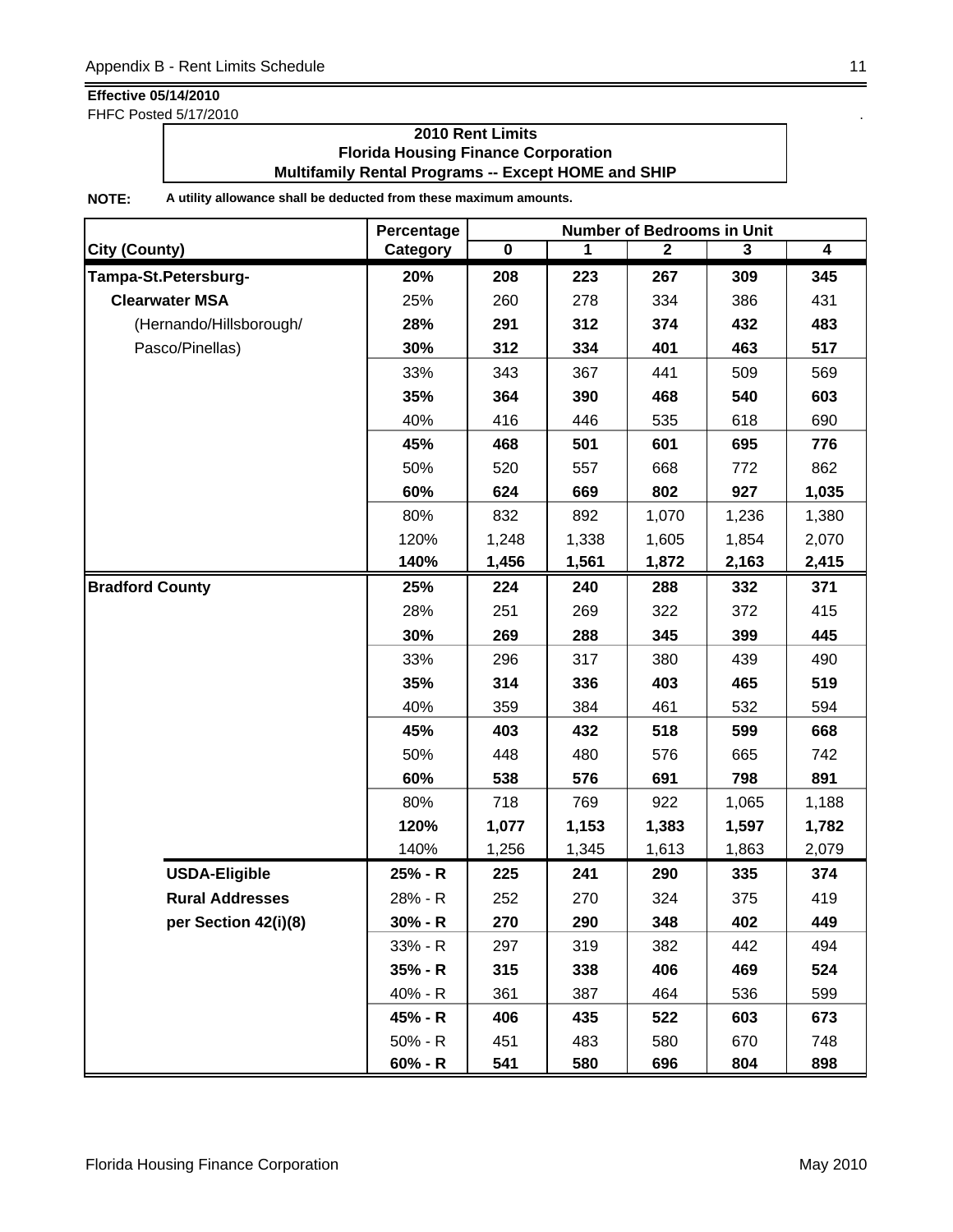**Effective 05/14/2010**
FHFC Posted 5/17/2010

**2010 Rent Limits**
**Florida Housing Finance Corporation**
**Multifamily Rental Programs -- Except HOME and SHIP**

**NOTE:** **A utility allowance shall be deducted from these maximum amounts.**

| City (County) | Percentage Category | Number of Bedrooms in Unit 0 | 1 | 2 | 3 | 4 |
|---|---|---|---|---|---|---|
| **Tampa-St.Petersburg-** | **20%** | **208** | **223** | **267** | **309** | **345** |
| **Clearwater MSA** | 25% | 260 | 278 | 334 | 386 | 431 |
| (Hernando/Hillsborough/ | **28%** | **291** | **312** | **374** | **432** | **483** |
| Pasco/Pinellas) | **30%** | **312** | **334** | **401** | **463** | **517** |
| | 33% | 343 | 367 | 441 | 509 | 569 |
| | **35%** | **364** | **390** | **468** | **540** | **603** |
| | 40% | 416 | 446 | 535 | 618 | 690 |
| | **45%** | **468** | **501** | **601** | **695** | **776** |
| | 50% | 520 | 557 | 668 | 772 | 862 |
| | **60%** | **624** | **669** | **802** | **927** | **1,035** |
| | 80% | 832 | 892 | 1,070 | 1,236 | 1,380 |
| | 120% | 1,248 | 1,338 | 1,605 | 1,854 | 2,070 |
| | **140%** | **1,456** | **1,561** | **1,872** | **2,163** | **2,415** |
| **Bradford County** | **25%** | **224** | **240** | **288** | **332** | **371** |
| | 28% | 251 | 269 | 322 | 372 | 415 |
| | **30%** | **269** | **288** | **345** | **399** | **445** |
| | 33% | 296 | 317 | 380 | 439 | 490 |
| | **35%** | **314** | **336** | **403** | **465** | **519** |
| | 40% | 359 | 384 | 461 | 532 | 594 |
| | **45%** | **403** | **432** | **518** | **599** | **668** |
| | 50% | 448 | 480 | 576 | 665 | 742 |
| | **60%** | **538** | **576** | **691** | **798** | **891** |
| | 80% | 718 | 769 | 922 | 1,065 | 1,188 |
| | **120%** | **1,077** | **1,153** | **1,383** | **1,597** | **1,782** |
| | 140% | 1,256 | 1,345 | 1,613 | 1,863 | 2,079 |
| **USDA-Eligible** | **25% - R** | **225** | **241** | **290** | **335** | **374** |
| **Rural Addresses** | 28% - R | 252 | 270 | 324 | 375 | 419 |
| **per Section 42(i)(8)** | **30% - R** | **270** | **290** | **348** | **402** | **449** |
| | 33% - R | 297 | 319 | 382 | 442 | 494 |
| | **35% - R** | **315** | **338** | **406** | **469** | **524** |
| | 40% - R | 361 | 387 | 464 | 536 | 599 |
| | **45% - R** | **406** | **435** | **522** | **603** | **673** |
| | 50% - R | 451 | 483 | 580 | 670 | 748 |
| | **60% - R** | **541** | **580** | **696** | **804** | **898** |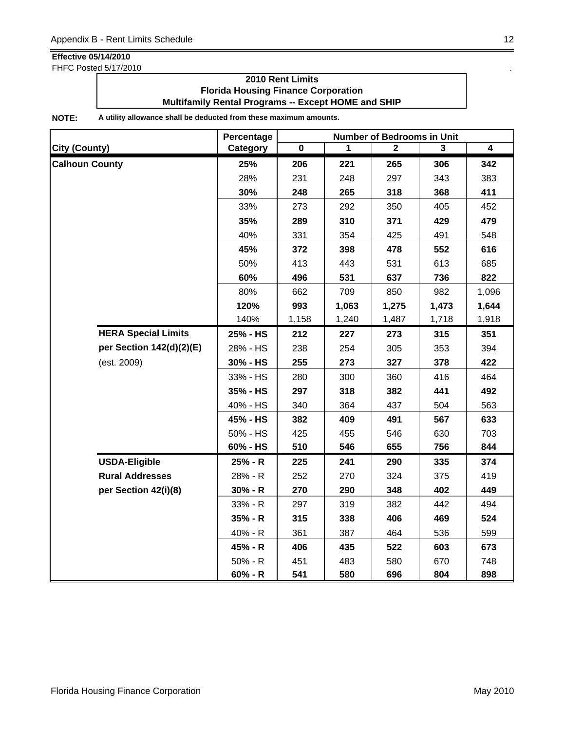**Effective 05/14/2010**

FHFC Posted 5/17/2010

## 2010 Rent Limits
## Florida Housing Finance Corporation
## Multifamily Rental Programs -- Except HOME and SHIP

**NOTE:** **A utility allowance shall be deducted from these maximum amounts.**

| City (County) | | Percentage Category | Number of Bedrooms in Unit 0 | 1 | 2 | 3 | 4 |
|---|---|---|---|---|---|---|---|
| **Calhoun County** | | **25%** | **206** | **221** | **265** | **306** | **342** |
| | | 28% | 231 | 248 | 297 | 343 | 383 |
| | | **30%** | **248** | **265** | **318** | **368** | **411** |
| | | 33% | 273 | 292 | 350 | 405 | 452 |
| | | **35%** | **289** | **310** | **371** | **429** | **479** |
| | | 40% | 331 | 354 | 425 | 491 | 548 |
| | | **45%** | **372** | **398** | **478** | **552** | **616** |
| | | 50% | 413 | 443 | 531 | 613 | 685 |
| | | **60%** | **496** | **531** | **637** | **736** | **822** |
| | | 80% | 662 | 709 | 850 | 982 | 1,096 |
| | | **120%** | **993** | **1,063** | **1,275** | **1,473** | **1,644** |
| | | 140% | 1,158 | 1,240 | 1,487 | 1,718 | 1,918 |
| | **HERA Special Limits** | **25% - HS** | **212** | **227** | **273** | **315** | **351** |
| | **per Section 142(d)(2)(E)** | 28% - HS | 238 | 254 | 305 | 353 | 394 |
| | (est. 2009) | **30% - HS** | **255** | **273** | **327** | **378** | **422** |
| | | 33% - HS | 280 | 300 | 360 | 416 | 464 |
| | | **35% - HS** | **297** | **318** | **382** | **441** | **492** |
| | | 40% - HS | 340 | 364 | 437 | 504 | 563 |
| | | **45% - HS** | **382** | **409** | **491** | **567** | **633** |
| | | 50% - HS | 425 | 455 | 546 | 630 | 703 |
| | | **60% - HS** | **510** | **546** | **655** | **756** | **844** |
| | **USDA-Eligible** | **25% - R** | **225** | **241** | **290** | **335** | **374** |
| | **Rural Addresses** | 28% - R | 252 | 270 | 324 | 375 | 419 |
| | **per Section 42(i)(8)** | **30% - R** | **270** | **290** | **348** | **402** | **449** |
| | | 33% - R | 297 | 319 | 382 | 442 | 494 |
| | | **35% - R** | **315** | **338** | **406** | **469** | **524** |
| | | 40% - R | 361 | 387 | 464 | 536 | 599 |
| | | **45% - R** | **406** | **435** | **522** | **603** | **673** |
| | | 50% - R | 451 | 483 | 580 | 670 | 748 |
| | | **60% - R** | **541** | **580** | **696** | **804** | **898** |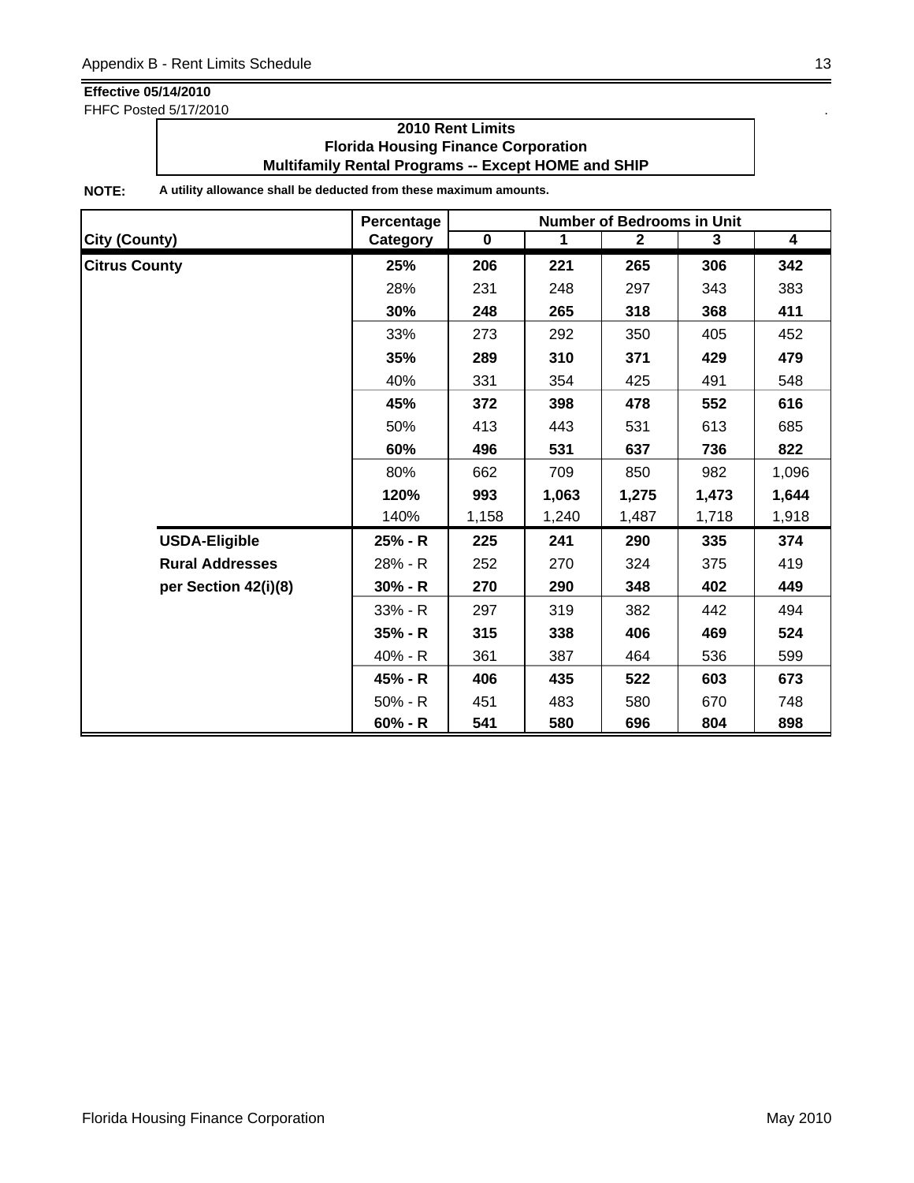**Effective 05/14/2010**
FHFC Posted 5/17/2010

**2010 Rent Limits**
**Florida Housing Finance Corporation**
**Multifamily Rental Programs -- Except HOME and SHIP**

**NOTE:** **A utility allowance shall be deducted from these maximum amounts.**

| City (County) | Percentage Category | Number of Bedrooms in Unit 0 | 1 | 2 | 3 | 4 |
|---|---|---|---|---|---|---|
| **Citrus County** | **25%** | **206** | **221** | **265** | **306** | **342** |
| | 28% | 231 | 248 | 297 | 343 | 383 |
| | **30%** | **248** | **265** | **318** | **368** | **411** |
| | 33% | 273 | 292 | 350 | 405 | 452 |
| | **35%** | **289** | **310** | **371** | **429** | **479** |
| | 40% | 331 | 354 | 425 | 491 | 548 |
| | **45%** | **372** | **398** | **478** | **552** | **616** |
| | 50% | 413 | 443 | 531 | 613 | 685 |
| | **60%** | **496** | **531** | **637** | **736** | **822** |
| | 80% | 662 | 709 | 850 | 982 | 1,096 |
| | **120%** | **993** | **1,063** | **1,275** | **1,473** | **1,644** |
| | 140% | 1,158 | 1,240 | 1,487 | 1,718 | 1,918 |
| **USDA-Eligible** | **25% - R** | **225** | **241** | **290** | **335** | **374** |
| **Rural Addresses** | 28% - R | 252 | 270 | 324 | 375 | 419 |
| **per Section 42(i)(8)** | **30% - R** | **270** | **290** | **348** | **402** | **449** |
| | 33% - R | 297 | 319 | 382 | 442 | 494 |
| | **35% - R** | **315** | **338** | **406** | **469** | **524** |
| | 40% - R | 361 | 387 | 464 | 536 | 599 |
| | **45% - R** | **406** | **435** | **522** | **603** | **673** |
| | 50% - R | 451 | 483 | 580 | 670 | 748 |
| | **60% - R** | **541** | **580** | **696** | **804** | **898** |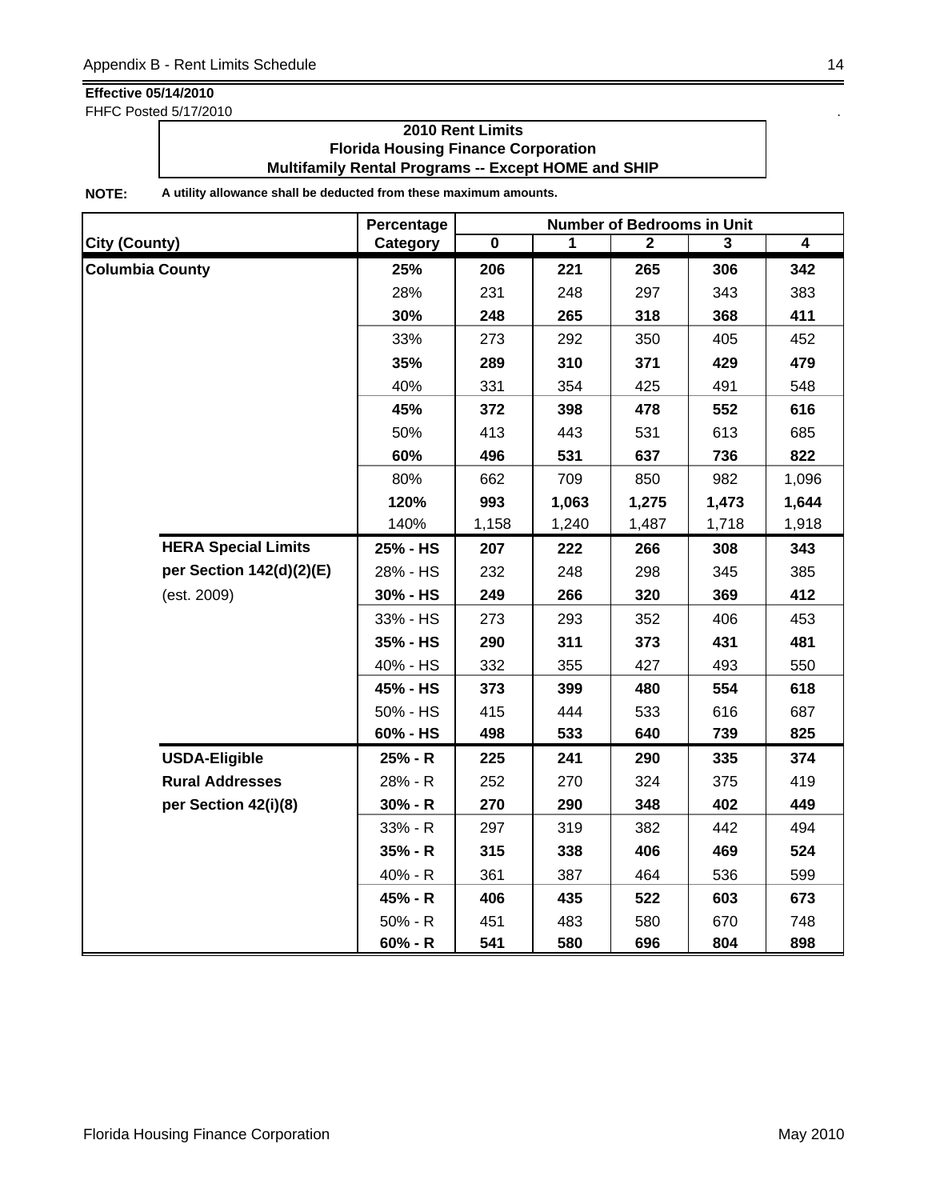**Effective 05/14/2010**

FHFC Posted 5/17/2010

**2010 Rent Limits**
**Florida Housing Finance Corporation**
**Multifamily Rental Programs -- Except HOME and SHIP**

**NOTE:** **A utility allowance shall be deducted from these maximum amounts.**

| City (County) | | Percentage Category | Number of Bedrooms in Unit 0 | 1 | 2 | 3 | 4 |
|---|---|---|---|---|---|---|---|
| **Columbia County** | | **25%** | **206** | **221** | **265** | **306** | **342** |
| | | 28% | 231 | 248 | 297 | 343 | 383 |
| | | **30%** | **248** | **265** | **318** | **368** | **411** |
| | | 33% | 273 | 292 | 350 | 405 | 452 |
| | | **35%** | **289** | **310** | **371** | **429** | **479** |
| | | 40% | 331 | 354 | 425 | 491 | 548 |
| | | **45%** | **372** | **398** | **478** | **552** | **616** |
| | | 50% | 413 | 443 | 531 | 613 | 685 |
| | | **60%** | **496** | **531** | **637** | **736** | **822** |
| | | 80% | 662 | 709 | 850 | 982 | 1,096 |
| | | **120%** | **993** | **1,063** | **1,275** | **1,473** | **1,644** |
| | | 140% | 1,158 | 1,240 | 1,487 | 1,718 | 1,918 |
| | **HERA Special Limits** | **25% - HS** | **207** | **222** | **266** | **308** | **343** |
| | **per Section 142(d)(2)(E)** | 28% - HS | 232 | 248 | 298 | 345 | 385 |
| | (est. 2009) | **30% - HS** | **249** | **266** | **320** | **369** | **412** |
| | | 33% - HS | 273 | 293 | 352 | 406 | 453 |
| | | **35% - HS** | **290** | **311** | **373** | **431** | **481** |
| | | 40% - HS | 332 | 355 | 427 | 493 | 550 |
| | | **45% - HS** | **373** | **399** | **480** | **554** | **618** |
| | | 50% - HS | 415 | 444 | 533 | 616 | 687 |
| | | **60% - HS** | **498** | **533** | **640** | **739** | **825** |
| | **USDA-Eligible** | **25% - R** | **225** | **241** | **290** | **335** | **374** |
| | **Rural Addresses** | 28% - R | 252 | 270 | 324 | 375 | 419 |
| | **per Section 42(i)(8)** | **30% - R** | **270** | **290** | **348** | **402** | **449** |
| | | 33% - R | 297 | 319 | 382 | 442 | 494 |
| | | **35% - R** | **315** | **338** | **406** | **469** | **524** |
| | | 40% - R | 361 | 387 | 464 | 536 | 599 |
| | | **45% - R** | **406** | **435** | **522** | **603** | **673** |
| | | 50% - R | 451 | 483 | 580 | 670 | 748 |
| | | **60% - R** | **541** | **580** | **696** | **804** | **898** |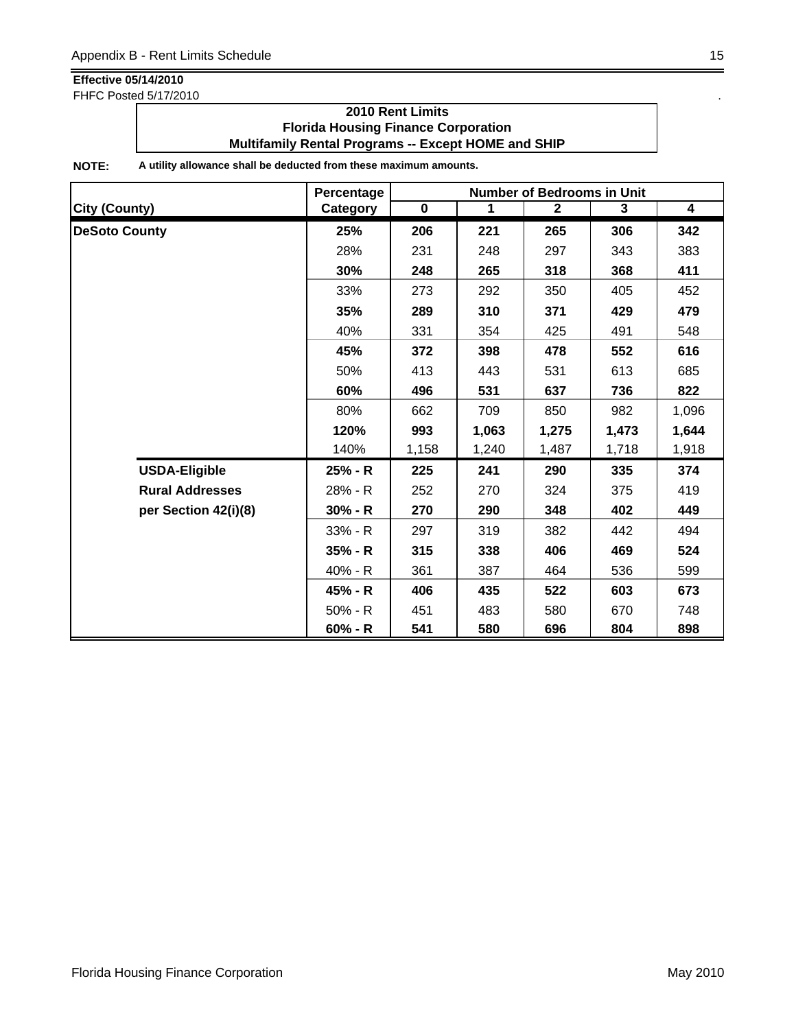**Effective 05/14/2010**
FHFC Posted 5/17/2010

**2010 Rent Limits**
**Florida Housing Finance Corporation**
**Multifamily Rental Programs -- Except HOME and SHIP**

**NOTE:** **A utility allowance shall be deducted from these maximum amounts.**

| City (County) | Percentage Category | Number of Bedrooms in Unit 0 | 1 | 2 | 3 | 4 |
|---|---|---|---|---|---|---|
| **DeSoto County** | **25%** | **206** | **221** | **265** | **306** | **342** |
| | 28% | 231 | 248 | 297 | 343 | 383 |
| | **30%** | **248** | **265** | **318** | **368** | **411** |
| | 33% | 273 | 292 | 350 | 405 | 452 |
| | **35%** | **289** | **310** | **371** | **429** | **479** |
| | 40% | 331 | 354 | 425 | 491 | 548 |
| | **45%** | **372** | **398** | **478** | **552** | **616** |
| | 50% | 413 | 443 | 531 | 613 | 685 |
| | **60%** | **496** | **531** | **637** | **736** | **822** |
| | 80% | 662 | 709 | 850 | 982 | 1,096 |
| | **120%** | **993** | **1,063** | **1,275** | **1,473** | **1,644** |
| | 140% | 1,158 | 1,240 | 1,487 | 1,718 | 1,918 |
| **USDA-Eligible** | **25% - R** | **225** | **241** | **290** | **335** | **374** |
| **Rural Addresses** | 28% - R | 252 | 270 | 324 | 375 | 419 |
| **per Section 42(i)(8)** | **30% - R** | **270** | **290** | **348** | **402** | **449** |
| | 33% - R | 297 | 319 | 382 | 442 | 494 |
| | **35% - R** | **315** | **338** | **406** | **469** | **524** |
| | 40% - R | 361 | 387 | 464 | 536 | 599 |
| | **45% - R** | **406** | **435** | **522** | **603** | **673** |
| | 50% - R | 451 | 483 | 580 | 670 | 748 |
| | **60% - R** | **541** | **580** | **696** | **804** | **898** |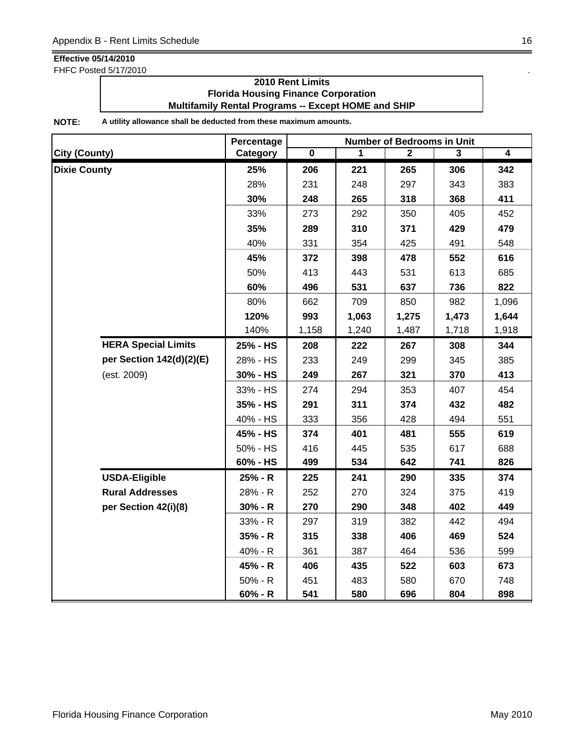**Effective 05/14/2010**
FHFC Posted 5/17/2010

**2010 Rent Limits**
**Florida Housing Finance Corporation**
**Multifamily Rental Programs -- Except HOME and SHIP**

**NOTE:** **A utility allowance shall be deducted from these maximum amounts.**

| City (County) | | Percentage Category | Number of Bedrooms in Unit 0 | 1 | 2 | 3 | 4 |
|---|---|---|---|---|---|---|---|
| **Dixie County** | | **25%** | **206** | **221** | **265** | **306** | **342** |
| | | 28% | 231 | 248 | 297 | 343 | 383 |
| | | **30%** | **248** | **265** | **318** | **368** | **411** |
| | | 33% | 273 | 292 | 350 | 405 | 452 |
| | | **35%** | **289** | **310** | **371** | **429** | **479** |
| | | 40% | 331 | 354 | 425 | 491 | 548 |
| | | **45%** | **372** | **398** | **478** | **552** | **616** |
| | | 50% | 413 | 443 | 531 | 613 | 685 |
| | | **60%** | **496** | **531** | **637** | **736** | **822** |
| | | 80% | 662 | 709 | 850 | 982 | 1,096 |
| | | **120%** | **993** | **1,063** | **1,275** | **1,473** | **1,644** |
| | | 140% | 1,158 | 1,240 | 1,487 | 1,718 | 1,918 |
| | **HERA Special Limits** | **25% - HS** | **208** | **222** | **267** | **308** | **344** |
| | **per Section 142(d)(2)(E)** | 28% - HS | 233 | 249 | 299 | 345 | 385 |
| | (est. 2009) | **30% - HS** | **249** | **267** | **321** | **370** | **413** |
| | | 33% - HS | 274 | 294 | 353 | 407 | 454 |
| | | **35% - HS** | **291** | **311** | **374** | **432** | **482** |
| | | 40% - HS | 333 | 356 | 428 | 494 | 551 |
| | | **45% - HS** | **374** | **401** | **481** | **555** | **619** |
| | | 50% - HS | 416 | 445 | 535 | 617 | 688 |
| | | **60% - HS** | **499** | **534** | **642** | **741** | **826** |
| | **USDA-Eligible** | **25% - R** | **225** | **241** | **290** | **335** | **374** |
| | **Rural Addresses** | 28% - R | 252 | 270 | 324 | 375 | 419 |
| | **per Section 42(i)(8)** | **30% - R** | **270** | **290** | **348** | **402** | **449** |
| | | 33% - R | 297 | 319 | 382 | 442 | 494 |
| | | **35% - R** | **315** | **338** | **406** | **469** | **524** |
| | | 40% - R | 361 | 387 | 464 | 536 | 599 |
| | | **45% - R** | **406** | **435** | **522** | **603** | **673** |
| | | 50% - R | 451 | 483 | 580 | 670 | 748 |
| | | **60% - R** | **541** | **580** | **696** | **804** | **898** |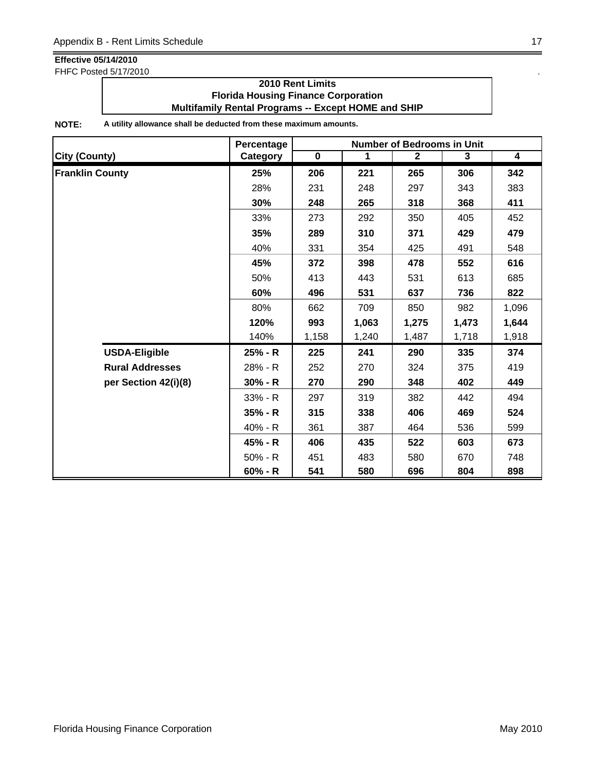**Effective 05/14/2010**
FHFC Posted 5/17/2010

**2010 Rent Limits**
**Florida Housing Finance Corporation**
**Multifamily Rental Programs -- Except HOME and SHIP**

**NOTE:** **A utility allowance shall be deducted from these maximum amounts.**

| City (County) | Percentage Category | Number of Bedrooms in Unit 0 | 1 | 2 | 3 | 4 |
|---|---|---|---|---|---|---|
| **Franklin County** | **25%** | **206** | **221** | **265** | **306** | **342** |
| | 28% | 231 | 248 | 297 | 343 | 383 |
| | **30%** | **248** | **265** | **318** | **368** | **411** |
| | 33% | 273 | 292 | 350 | 405 | 452 |
| | **35%** | **289** | **310** | **371** | **429** | **479** |
| | 40% | 331 | 354 | 425 | 491 | 548 |
| | **45%** | **372** | **398** | **478** | **552** | **616** |
| | 50% | 413 | 443 | 531 | 613 | 685 |
| | **60%** | **496** | **531** | **637** | **736** | **822** |
| | 80% | 662 | 709 | 850 | 982 | 1,096 |
| | **120%** | **993** | **1,063** | **1,275** | **1,473** | **1,644** |
| | 140% | 1,158 | 1,240 | 1,487 | 1,718 | 1,918 |
| **USDA-Eligible** | **25% - R** | **225** | **241** | **290** | **335** | **374** |
| **Rural Addresses** | 28% - R | 252 | 270 | 324 | 375 | 419 |
| **per Section 42(i)(8)** | **30% - R** | **270** | **290** | **348** | **402** | **449** |
| | 33% - R | 297 | 319 | 382 | 442 | 494 |
| | **35% - R** | **315** | **338** | **406** | **469** | **524** |
| | 40% - R | 361 | 387 | 464 | 536 | 599 |
| | **45% - R** | **406** | **435** | **522** | **603** | **673** |
| | 50% - R | 451 | 483 | 580 | 670 | 748 |
| | **60% - R** | **541** | **580** | **696** | **804** | **898** |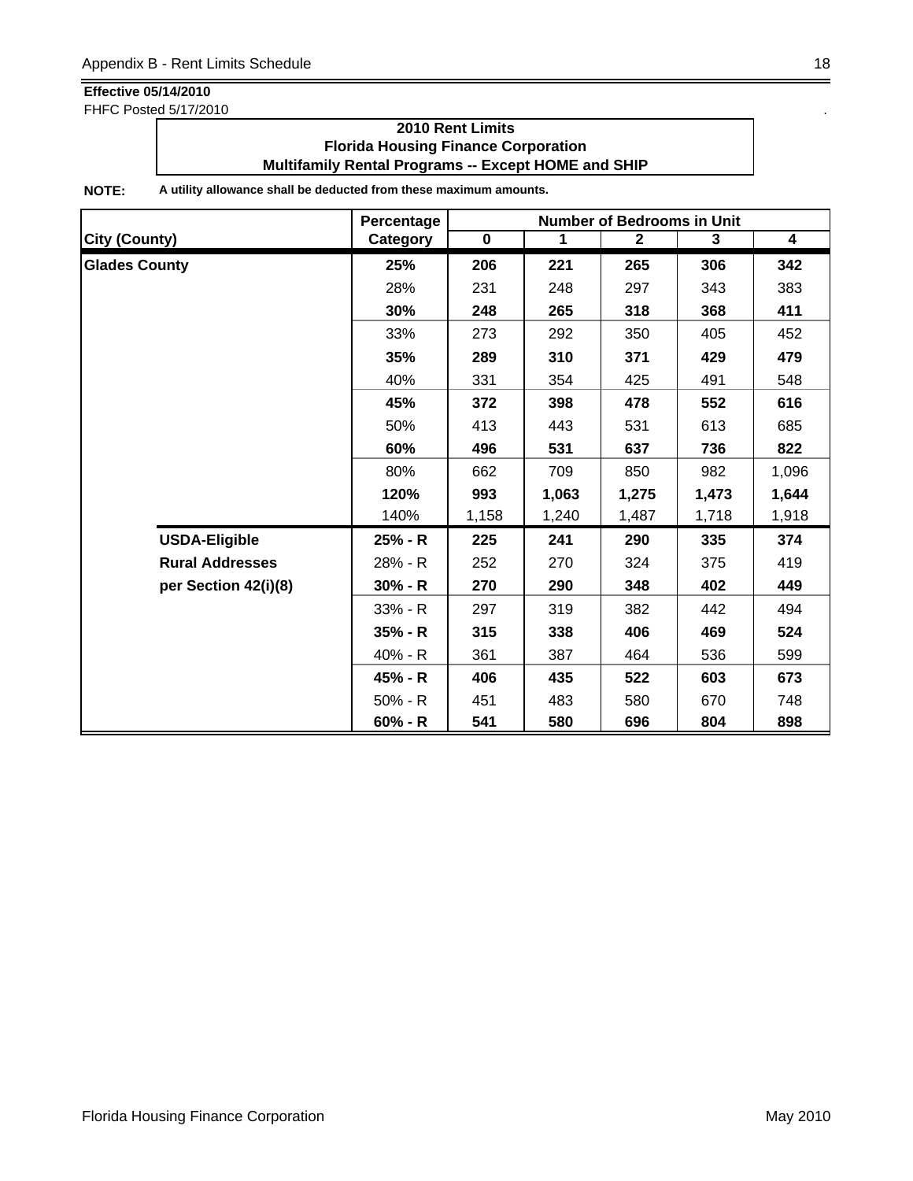**Effective 05/14/2010**
FHFC Posted 5/17/2010

**2010 Rent Limits**
**Florida Housing Finance Corporation**
**Multifamily Rental Programs -- Except HOME and SHIP**

**NOTE:** **A utility allowance shall be deducted from these maximum amounts.**

| City (County) | Percentage Category | Number of Bedrooms in Unit 0 | 1 | 2 | 3 | 4 |
|---|---|---|---|---|---|---|
| **Glades County** | **25%** | **206** | **221** | **265** | **306** | **342** |
| | 28% | 231 | 248 | 297 | 343 | 383 |
| | **30%** | **248** | **265** | **318** | **368** | **411** |
| | 33% | 273 | 292 | 350 | 405 | 452 |
| | **35%** | **289** | **310** | **371** | **429** | **479** |
| | 40% | 331 | 354 | 425 | 491 | 548 |
| | **45%** | **372** | **398** | **478** | **552** | **616** |
| | 50% | 413 | 443 | 531 | 613 | 685 |
| | **60%** | **496** | **531** | **637** | **736** | **822** |
| | 80% | 662 | 709 | 850 | 982 | 1,096 |
| | **120%** | **993** | **1,063** | **1,275** | **1,473** | **1,644** |
| | 140% | 1,158 | 1,240 | 1,487 | 1,718 | 1,918 |
| **USDA-Eligible** | **25% - R** | **225** | **241** | **290** | **335** | **374** |
| **Rural Addresses** | 28% - R | 252 | 270 | 324 | 375 | 419 |
| **per Section 42(i)(8)** | **30% - R** | **270** | **290** | **348** | **402** | **449** |
| | 33% - R | 297 | 319 | 382 | 442 | 494 |
| | **35% - R** | **315** | **338** | **406** | **469** | **524** |
| | 40% - R | 361 | 387 | 464 | 536 | 599 |
| | **45% - R** | **406** | **435** | **522** | **603** | **673** |
| | 50% - R | 451 | 483 | 580 | 670 | 748 |
| | **60% - R** | **541** | **580** | **696** | **804** | **898** |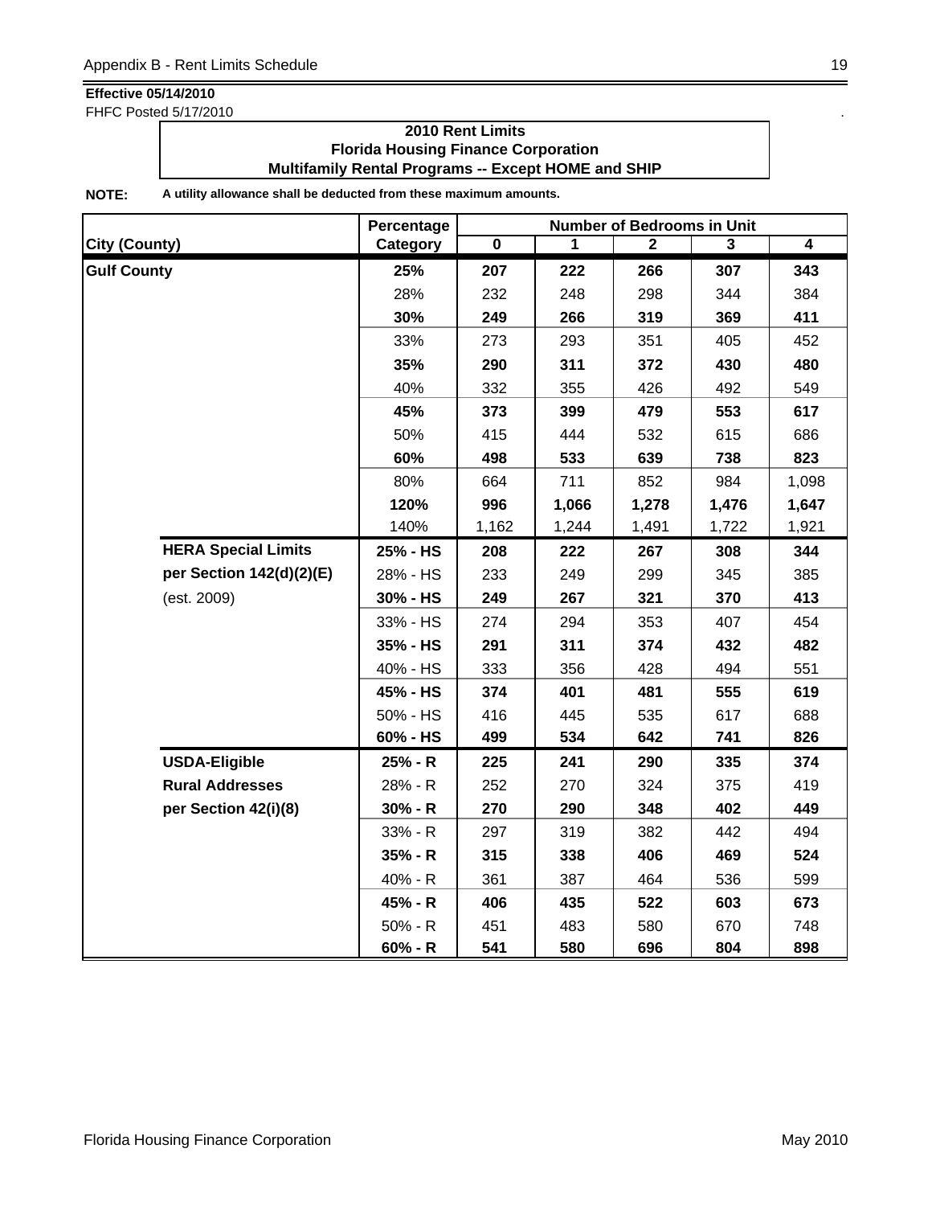**Effective 05/14/2010**
FHFC Posted 5/17/2010

**2010 Rent Limits**
**Florida Housing Finance Corporation**
**Multifamily Rental Programs -- Except HOME and SHIP**

**NOTE:** **A utility allowance shall be deducted from these maximum amounts.**

| City (County) | | Percentage Category | Number of Bedrooms in Unit 0 | 1 | 2 | 3 | 4 |
|---|---|---|---|---|---|---|---|
| **Gulf County** | | **25%** | **207** | **222** | **266** | **307** | **343** |
| | | 28% | 232 | 248 | 298 | 344 | 384 |
| | | **30%** | **249** | **266** | **319** | **369** | **411** |
| | | 33% | 273 | 293 | 351 | 405 | 452 |
| | | **35%** | **290** | **311** | **372** | **430** | **480** |
| | | 40% | 332 | 355 | 426 | 492 | 549 |
| | | **45%** | **373** | **399** | **479** | **553** | **617** |
| | | 50% | 415 | 444 | 532 | 615 | 686 |
| | | **60%** | **498** | **533** | **639** | **738** | **823** |
| | | 80% | 664 | 711 | 852 | 984 | 1,098 |
| | | **120%** | **996** | **1,066** | **1,278** | **1,476** | **1,647** |
| | | 140% | 1,162 | 1,244 | 1,491 | 1,722 | 1,921 |
| | **HERA Special Limits** | **25% - HS** | **208** | **222** | **267** | **308** | **344** |
| | **per Section 142(d)(2)(E)** | 28% - HS | 233 | 249 | 299 | 345 | 385 |
| | (est. 2009) | **30% - HS** | **249** | **267** | **321** | **370** | **413** |
| | | 33% - HS | 274 | 294 | 353 | 407 | 454 |
| | | **35% - HS** | **291** | **311** | **374** | **432** | **482** |
| | | 40% - HS | 333 | 356 | 428 | 494 | 551 |
| | | **45% - HS** | **374** | **401** | **481** | **555** | **619** |
| | | 50% - HS | 416 | 445 | 535 | 617 | 688 |
| | | **60% - HS** | **499** | **534** | **642** | **741** | **826** |
| | **USDA-Eligible** | **25% - R** | **225** | **241** | **290** | **335** | **374** |
| | **Rural Addresses** | 28% - R | 252 | 270 | 324 | 375 | 419 |
| | **per Section 42(i)(8)** | **30% - R** | **270** | **290** | **348** | **402** | **449** |
| | | 33% - R | 297 | 319 | 382 | 442 | 494 |
| | | **35% - R** | **315** | **338** | **406** | **469** | **524** |
| | | 40% - R | 361 | 387 | 464 | 536 | 599 |
| | | **45% - R** | **406** | **435** | **522** | **603** | **673** |
| | | 50% - R | 451 | 483 | 580 | 670 | 748 |
| | | **60% - R** | **541** | **580** | **696** | **804** | **898** |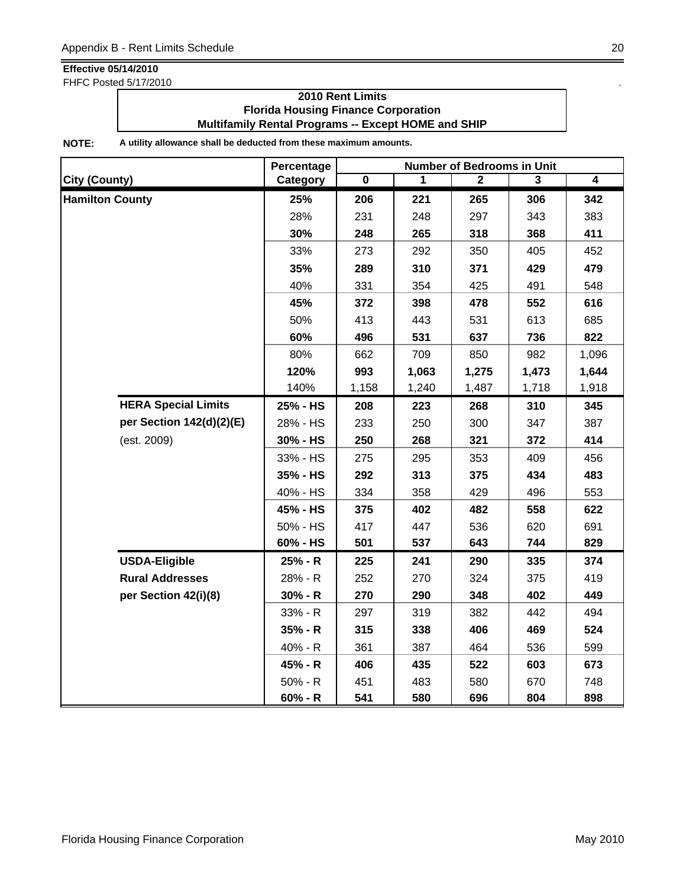**Effective 05/14/2010**

FHFC Posted 5/17/2010

**2010 Rent Limits**
**Florida Housing Finance Corporation**
**Multifamily Rental Programs -- Except HOME and SHIP**

**NOTE:** **A utility allowance shall be deducted from these maximum amounts.**

| City (County) | Percentage Category | Number of Bedrooms in Unit 0 | 1 | 2 | 3 | 4 |
|---|---|---|---|---|---|---|
| **Hamilton County** | **25%** | **206** | **221** | **265** | **306** | **342** |
| | 28% | 231 | 248 | 297 | 343 | 383 |
| | **30%** | **248** | **265** | **318** | **368** | **411** |
| | 33% | 273 | 292 | 350 | 405 | 452 |
| | **35%** | **289** | **310** | **371** | **429** | **479** |
| | 40% | 331 | 354 | 425 | 491 | 548 |
| | **45%** | **372** | **398** | **478** | **552** | **616** |
| | 50% | 413 | 443 | 531 | 613 | 685 |
| | **60%** | **496** | **531** | **637** | **736** | **822** |
| | 80% | 662 | 709 | 850 | 982 | 1,096 |
| | **120%** | **993** | **1,063** | **1,275** | **1,473** | **1,644** |
| | 140% | 1,158 | 1,240 | 1,487 | 1,718 | 1,918 |
| **HERA Special Limits** | **25% - HS** | **208** | **223** | **268** | **310** | **345** |
| **per Section 142(d)(2)(E)** | 28% - HS | 233 | 250 | 300 | 347 | 387 |
| (est. 2009) | **30% - HS** | **250** | **268** | **321** | **372** | **414** |
| | 33% - HS | 275 | 295 | 353 | 409 | 456 |
| | **35% - HS** | **292** | **313** | **375** | **434** | **483** |
| | 40% - HS | 334 | 358 | 429 | 496 | 553 |
| | **45% - HS** | **375** | **402** | **482** | **558** | **622** |
| | 50% - HS | 417 | 447 | 536 | 620 | 691 |
| | **60% - HS** | **501** | **537** | **643** | **744** | **829** |
| **USDA-Eligible** | **25% - R** | **225** | **241** | **290** | **335** | **374** |
| **Rural Addresses** | 28% - R | 252 | 270 | 324 | 375 | 419 |
| **per Section 42(i)(8)** | **30% - R** | **270** | **290** | **348** | **402** | **449** |
| | 33% - R | 297 | 319 | 382 | 442 | 494 |
| | **35% - R** | **315** | **338** | **406** | **469** | **524** |
| | 40% - R | 361 | 387 | 464 | 536 | 599 |
| | **45% - R** | **406** | **435** | **522** | **603** | **673** |
| | 50% - R | 451 | 483 | 580 | 670 | 748 |
| | **60% - R** | **541** | **580** | **696** | **804** | **898** |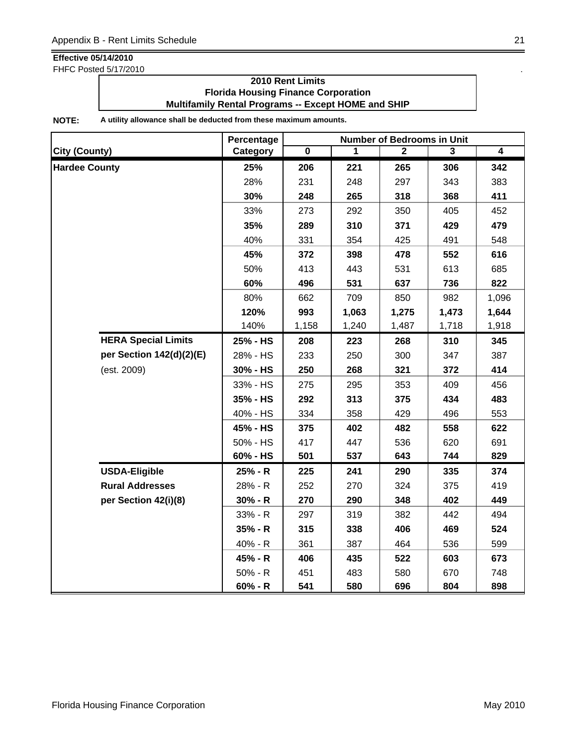**Effective 05/14/2010**
FHFC Posted 5/17/2010

**2010 Rent Limits**
**Florida Housing Finance Corporation**
**Multifamily Rental Programs -- Except HOME and SHIP**

**NOTE:** **A utility allowance shall be deducted from these maximum amounts.**

| City (County) | | Percentage Category | Number of Bedrooms in Unit 0 | 1 | 2 | 3 | 4 |
|---|---|---|---|---|---|---|---|
| **Hardee County** | | **25%** | **206** | **221** | **265** | **306** | **342** |
| | | 28% | 231 | 248 | 297 | 343 | 383 |
| | | **30%** | **248** | **265** | **318** | **368** | **411** |
| | | 33% | 273 | 292 | 350 | 405 | 452 |
| | | **35%** | **289** | **310** | **371** | **429** | **479** |
| | | 40% | 331 | 354 | 425 | 491 | 548 |
| | | **45%** | **372** | **398** | **478** | **552** | **616** |
| | | 50% | 413 | 443 | 531 | 613 | 685 |
| | | **60%** | **496** | **531** | **637** | **736** | **822** |
| | | 80% | 662 | 709 | 850 | 982 | 1,096 |
| | | **120%** | **993** | **1,063** | **1,275** | **1,473** | **1,644** |
| | | 140% | 1,158 | 1,240 | 1,487 | 1,718 | 1,918 |
| | **HERA Special Limits** | **25% - HS** | **208** | **223** | **268** | **310** | **345** |
| | **per Section 142(d)(2)(E)** | 28% - HS | 233 | 250 | 300 | 347 | 387 |
| | (est. 2009) | **30% - HS** | **250** | **268** | **321** | **372** | **414** |
| | | 33% - HS | 275 | 295 | 353 | 409 | 456 |
| | | **35% - HS** | **292** | **313** | **375** | **434** | **483** |
| | | 40% - HS | 334 | 358 | 429 | 496 | 553 |
| | | **45% - HS** | **375** | **402** | **482** | **558** | **622** |
| | | 50% - HS | 417 | 447 | 536 | 620 | 691 |
| | | **60% - HS** | **501** | **537** | **643** | **744** | **829** |
| | **USDA-Eligible** | **25% - R** | **225** | **241** | **290** | **335** | **374** |
| | **Rural Addresses** | 28% - R | 252 | 270 | 324 | 375 | 419 |
| | **per Section 42(i)(8)** | **30% - R** | **270** | **290** | **348** | **402** | **449** |
| | | 33% - R | 297 | 319 | 382 | 442 | 494 |
| | | **35% - R** | **315** | **338** | **406** | **469** | **524** |
| | | 40% - R | 361 | 387 | 464 | 536 | 599 |
| | | **45% - R** | **406** | **435** | **522** | **603** | **673** |
| | | 50% - R | 451 | 483 | 580 | 670 | 748 |
| | | **60% - R** | **541** | **580** | **696** | **804** | **898** |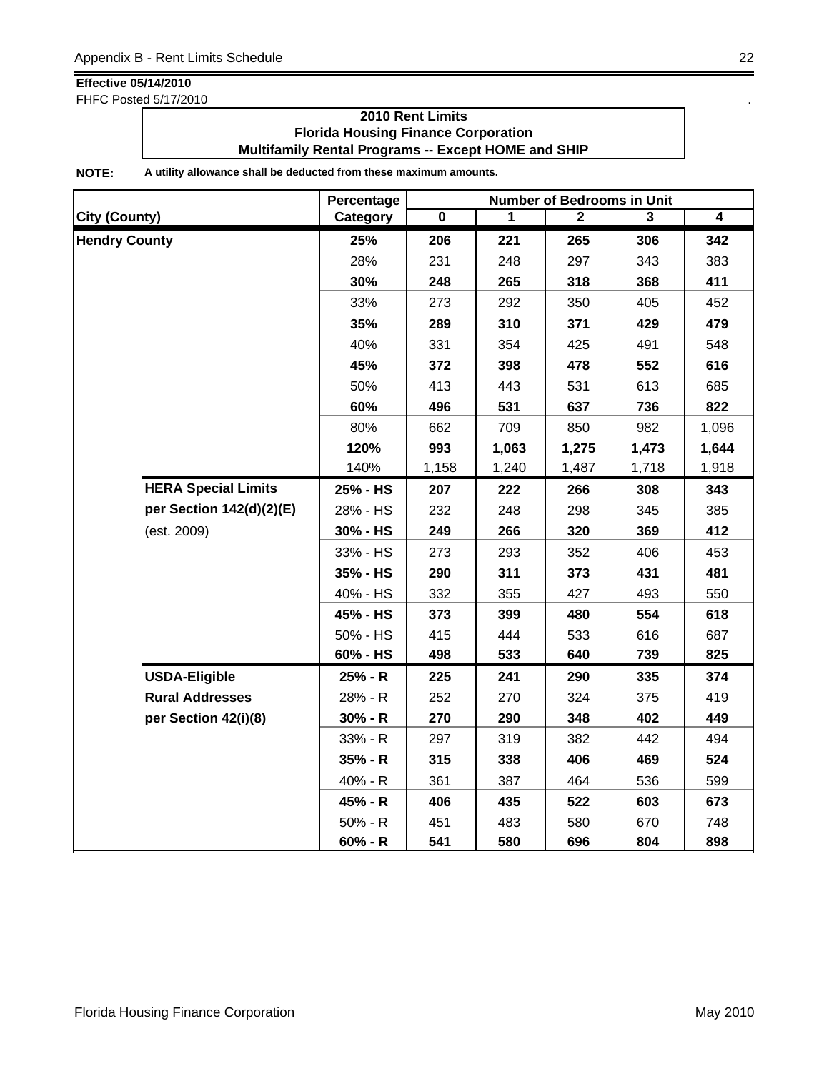**Effective 05/14/2010**

FHFC Posted 5/17/2010

**2010 Rent Limits**
**Florida Housing Finance Corporation**
**Multifamily Rental Programs -- Except HOME and SHIP**

**NOTE:** **A utility allowance shall be deducted from these maximum amounts.**

| City (County) | | Percentage Category | Number of Bedrooms in Unit 0 | 1 | 2 | 3 | 4 |
|---|---|---|---|---|---|---|---|
| **Hendry County** | | **25%** | **206** | **221** | **265** | **306** | **342** |
| | | 28% | 231 | 248 | 297 | 343 | 383 |
| | | **30%** | **248** | **265** | **318** | **368** | **411** |
| | | 33% | 273 | 292 | 350 | 405 | 452 |
| | | **35%** | **289** | **310** | **371** | **429** | **479** |
| | | 40% | 331 | 354 | 425 | 491 | 548 |
| | | **45%** | **372** | **398** | **478** | **552** | **616** |
| | | 50% | 413 | 443 | 531 | 613 | 685 |
| | | **60%** | **496** | **531** | **637** | **736** | **822** |
| | | 80% | 662 | 709 | 850 | 982 | 1,096 |
| | | **120%** | **993** | **1,063** | **1,275** | **1,473** | **1,644** |
| | | 140% | 1,158 | 1,240 | 1,487 | 1,718 | 1,918 |
| | **HERA Special Limits** | **25% - HS** | **207** | **222** | **266** | **308** | **343** |
| | **per Section 142(d)(2)(E)** | 28% - HS | 232 | 248 | 298 | 345 | 385 |
| | (est. 2009) | **30% - HS** | **249** | **266** | **320** | **369** | **412** |
| | | 33% - HS | 273 | 293 | 352 | 406 | 453 |
| | | **35% - HS** | **290** | **311** | **373** | **431** | **481** |
| | | 40% - HS | 332 | 355 | 427 | 493 | 550 |
| | | **45% - HS** | **373** | **399** | **480** | **554** | **618** |
| | | 50% - HS | 415 | 444 | 533 | 616 | 687 |
| | | **60% - HS** | **498** | **533** | **640** | **739** | **825** |
| | **USDA-Eligible** | **25% - R** | **225** | **241** | **290** | **335** | **374** |
| | **Rural Addresses** | 28% - R | 252 | 270 | 324 | 375 | 419 |
| | **per Section 42(i)(8)** | **30% - R** | **270** | **290** | **348** | **402** | **449** |
| | | 33% - R | 297 | 319 | 382 | 442 | 494 |
| | | **35% - R** | **315** | **338** | **406** | **469** | **524** |
| | | 40% - R | 361 | 387 | 464 | 536 | 599 |
| | | **45% - R** | **406** | **435** | **522** | **603** | **673** |
| | | 50% - R | 451 | 483 | 580 | 670 | 748 |
| | | **60% - R** | **541** | **580** | **696** | **804** | **898** |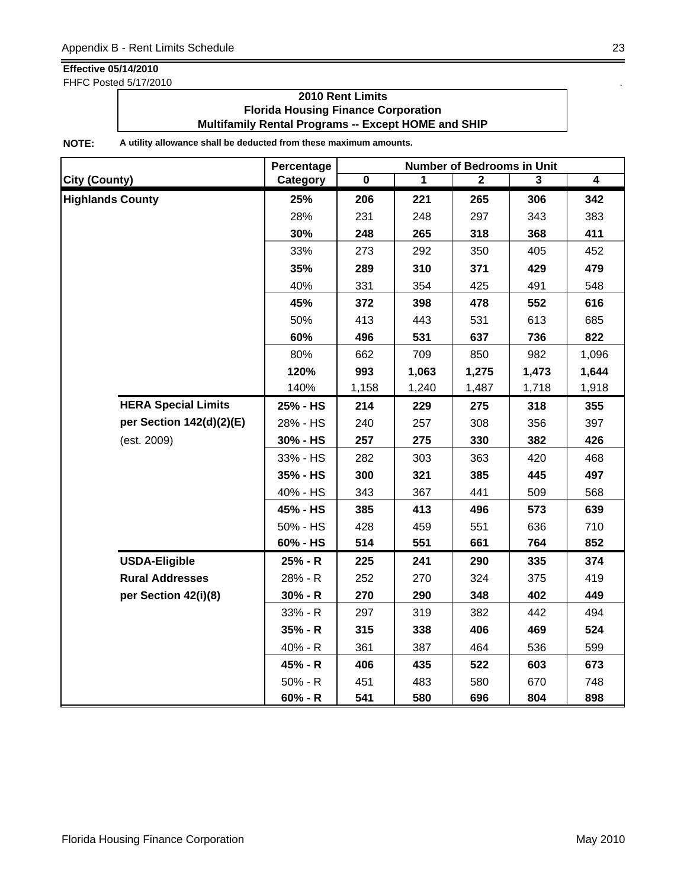**Effective 05/14/2010**
FHFC Posted 5/17/2010

**2010 Rent Limits**
**Florida Housing Finance Corporation**
**Multifamily Rental Programs -- Except HOME and SHIP**

**NOTE:** **A utility allowance shall be deducted from these maximum amounts.**

| City (County) | | Percentage Category | Number of Bedrooms in Unit 0 | 1 | 2 | 3 | 4 |
|---|---|---|---|---|---|---|---|
| **Highlands County** | | **25%** | **206** | **221** | **265** | **306** | **342** |
| | | 28% | 231 | 248 | 297 | 343 | 383 |
| | | **30%** | **248** | **265** | **318** | **368** | **411** |
| | | 33% | 273 | 292 | 350 | 405 | 452 |
| | | **35%** | **289** | **310** | **371** | **429** | **479** |
| | | 40% | 331 | 354 | 425 | 491 | 548 |
| | | **45%** | **372** | **398** | **478** | **552** | **616** |
| | | 50% | 413 | 443 | 531 | 613 | 685 |
| | | **60%** | **496** | **531** | **637** | **736** | **822** |
| | | 80% | 662 | 709 | 850 | 982 | 1,096 |
| | | **120%** | **993** | **1,063** | **1,275** | **1,473** | **1,644** |
| | | 140% | 1,158 | 1,240 | 1,487 | 1,718 | 1,918 |
| | **HERA Special Limits** | **25% - HS** | **214** | **229** | **275** | **318** | **355** |
| | **per Section 142(d)(2)(E)** | 28% - HS | 240 | 257 | 308 | 356 | 397 |
| | (est. 2009) | **30% - HS** | **257** | **275** | **330** | **382** | **426** |
| | | 33% - HS | 282 | 303 | 363 | 420 | 468 |
| | | **35% - HS** | **300** | **321** | **385** | **445** | **497** |
| | | 40% - HS | 343 | 367 | 441 | 509 | 568 |
| | | **45% - HS** | **385** | **413** | **496** | **573** | **639** |
| | | 50% - HS | 428 | 459 | 551 | 636 | 710 |
| | | **60% - HS** | **514** | **551** | **661** | **764** | **852** |
| | **USDA-Eligible** | **25% - R** | **225** | **241** | **290** | **335** | **374** |
| | **Rural Addresses** | 28% - R | 252 | 270 | 324 | 375 | 419 |
| | **per Section 42(i)(8)** | **30% - R** | **270** | **290** | **348** | **402** | **449** |
| | | 33% - R | 297 | 319 | 382 | 442 | 494 |
| | | **35% - R** | **315** | **338** | **406** | **469** | **524** |
| | | 40% - R | 361 | 387 | 464 | 536 | 599 |
| | | **45% - R** | **406** | **435** | **522** | **603** | **673** |
| | | 50% - R | 451 | 483 | 580 | 670 | 748 |
| | | **60% - R** | **541** | **580** | **696** | **804** | **898** |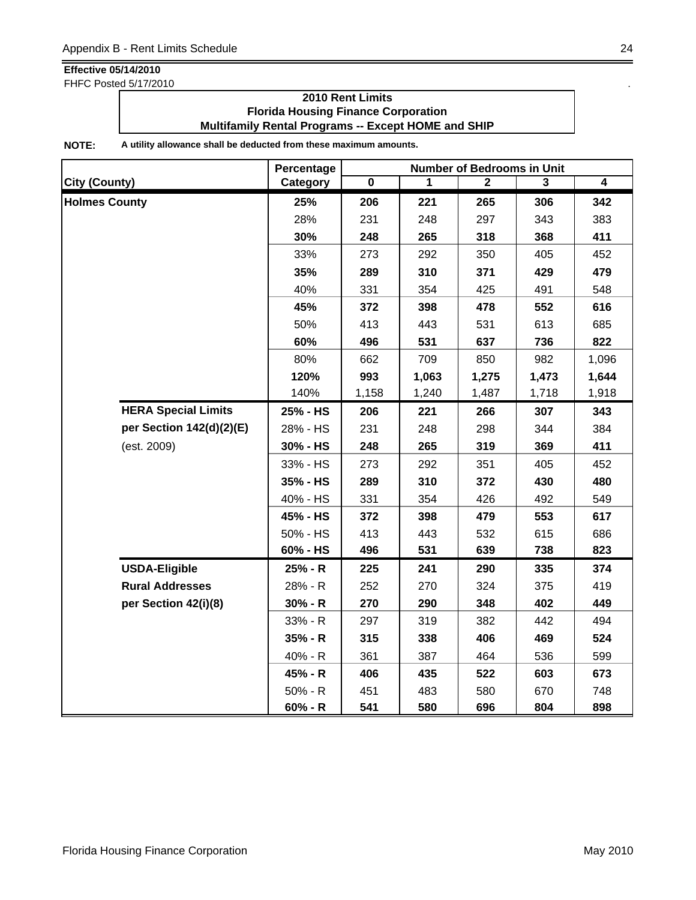**Effective 05/14/2010**
FHFC Posted 5/17/2010

**2010 Rent Limits**
**Florida Housing Finance Corporation**
**Multifamily Rental Programs -- Except HOME and SHIP**

**NOTE:** **A utility allowance shall be deducted from these maximum amounts.**

| City (County) | | Percentage Category | Number of Bedrooms in Unit 0 | 1 | 2 | 3 | 4 |
|---|---|---|---|---|---|---|---|
| **Holmes County** | | **25%** | **206** | **221** | **265** | **306** | **342** |
| | | 28% | 231 | 248 | 297 | 343 | 383 |
| | | **30%** | **248** | **265** | **318** | **368** | **411** |
| | | 33% | 273 | 292 | 350 | 405 | 452 |
| | | **35%** | **289** | **310** | **371** | **429** | **479** |
| | | 40% | 331 | 354 | 425 | 491 | 548 |
| | | **45%** | **372** | **398** | **478** | **552** | **616** |
| | | 50% | 413 | 443 | 531 | 613 | 685 |
| | | **60%** | **496** | **531** | **637** | **736** | **822** |
| | | 80% | 662 | 709 | 850 | 982 | 1,096 |
| | | **120%** | **993** | **1,063** | **1,275** | **1,473** | **1,644** |
| | | 140% | 1,158 | 1,240 | 1,487 | 1,718 | 1,918 |
| | **HERA Special Limits** | **25% - HS** | **206** | **221** | **266** | **307** | **343** |
| | **per Section 142(d)(2)(E)** | 28% - HS | 231 | 248 | 298 | 344 | 384 |
| | (est. 2009) | **30% - HS** | **248** | **265** | **319** | **369** | **411** |
| | | 33% - HS | 273 | 292 | 351 | 405 | 452 |
| | | **35% - HS** | **289** | **310** | **372** | **430** | **480** |
| | | 40% - HS | 331 | 354 | 426 | 492 | 549 |
| | | **45% - HS** | **372** | **398** | **479** | **553** | **617** |
| | | 50% - HS | 413 | 443 | 532 | 615 | 686 |
| | | **60% - HS** | **496** | **531** | **639** | **738** | **823** |
| | **USDA-Eligible** | **25% - R** | **225** | **241** | **290** | **335** | **374** |
| | **Rural Addresses** | 28% - R | 252 | 270 | 324 | 375 | 419 |
| | **per Section 42(i)(8)** | **30% - R** | **270** | **290** | **348** | **402** | **449** |
| | | 33% - R | 297 | 319 | 382 | 442 | 494 |
| | | **35% - R** | **315** | **338** | **406** | **469** | **524** |
| | | 40% - R | 361 | 387 | 464 | 536 | 599 |
| | | **45% - R** | **406** | **435** | **522** | **603** | **673** |
| | | 50% - R | 451 | 483 | 580 | 670 | 748 |
| | | **60% - R** | **541** | **580** | **696** | **804** | **898** |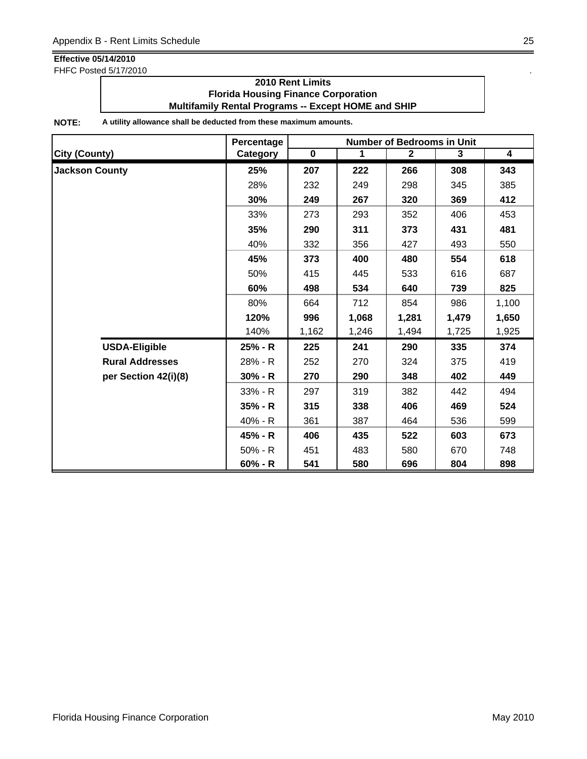**Effective 05/14/2010**
FHFC Posted 5/17/2010

**2010 Rent Limits**
**Florida Housing Finance Corporation**
**Multifamily Rental Programs -- Except HOME and SHIP**

**NOTE:** **A utility allowance shall be deducted from these maximum amounts.**

| City (County) | Percentage Category | Number of Bedrooms in Unit 0 | 1 | 2 | 3 | 4 |
|---|---|---|---|---|---|---|
| **Jackson County** | **25%** | **207** | **222** | **266** | **308** | **343** |
| | 28% | 232 | 249 | 298 | 345 | 385 |
| | **30%** | **249** | **267** | **320** | **369** | **412** |
| | 33% | 273 | 293 | 352 | 406 | 453 |
| | **35%** | **290** | **311** | **373** | **431** | **481** |
| | 40% | 332 | 356 | 427 | 493 | 550 |
| | **45%** | **373** | **400** | **480** | **554** | **618** |
| | 50% | 415 | 445 | 533 | 616 | 687 |
| | **60%** | **498** | **534** | **640** | **739** | **825** |
| | 80% | 664 | 712 | 854 | 986 | 1,100 |
| | **120%** | **996** | **1,068** | **1,281** | **1,479** | **1,650** |
| | 140% | 1,162 | 1,246 | 1,494 | 1,725 | 1,925 |
| **USDA-Eligible** | **25% - R** | **225** | **241** | **290** | **335** | **374** |
| **Rural Addresses** | 28% - R | 252 | 270 | 324 | 375 | 419 |
| **per Section 42(i)(8)** | **30% - R** | **270** | **290** | **348** | **402** | **449** |
| | 33% - R | 297 | 319 | 382 | 442 | 494 |
| | **35% - R** | **315** | **338** | **406** | **469** | **524** |
| | 40% - R | 361 | 387 | 464 | 536 | 599 |
| | **45% - R** | **406** | **435** | **522** | **603** | **673** |
| | 50% - R | 451 | 483 | 580 | 670 | 748 |
| | **60% - R** | **541** | **580** | **696** | **804** | **898** |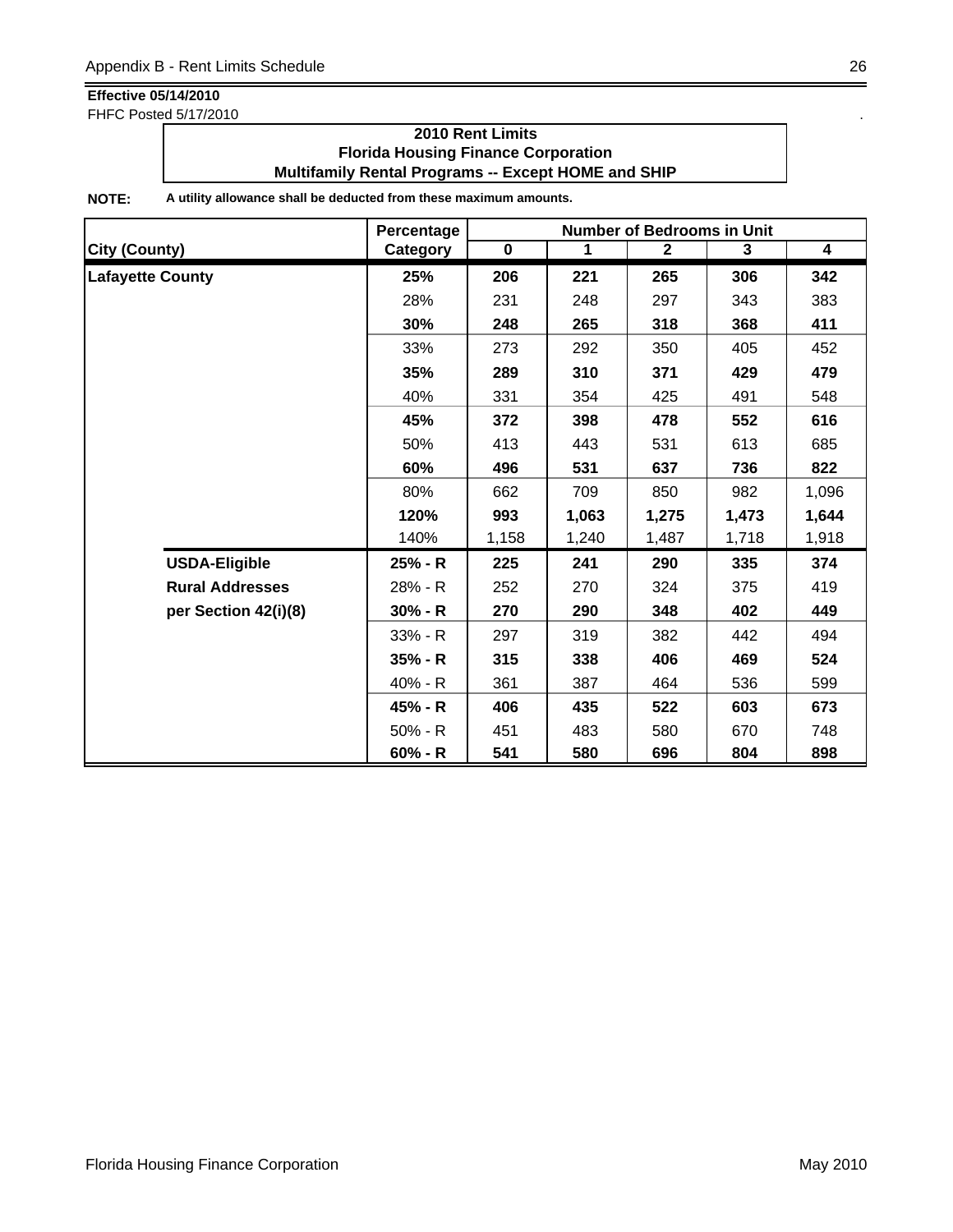**Effective 05/14/2010**
FHFC Posted 5/17/2010

**2010 Rent Limits**
**Florida Housing Finance Corporation**
**Multifamily Rental Programs -- Except HOME and SHIP**

**NOTE:** **A utility allowance shall be deducted from these maximum amounts.**

| City (County) | Percentage Category | Number of Bedrooms in Unit 0 | 1 | 2 | 3 | 4 |
|---|---|---|---|---|---|---|
| **Lafayette County** | **25%** | **206** | **221** | **265** | **306** | **342** |
| | 28% | 231 | 248 | 297 | 343 | 383 |
| | **30%** | **248** | **265** | **318** | **368** | **411** |
| | 33% | 273 | 292 | 350 | 405 | 452 |
| | **35%** | **289** | **310** | **371** | **429** | **479** |
| | 40% | 331 | 354 | 425 | 491 | 548 |
| | **45%** | **372** | **398** | **478** | **552** | **616** |
| | 50% | 413 | 443 | 531 | 613 | 685 |
| | **60%** | **496** | **531** | **637** | **736** | **822** |
| | 80% | 662 | 709 | 850 | 982 | 1,096 |
| | **120%** | **993** | **1,063** | **1,275** | **1,473** | **1,644** |
| | 140% | 1,158 | 1,240 | 1,487 | 1,718 | 1,918 |
| **USDA-Eligible** | **25% - R** | **225** | **241** | **290** | **335** | **374** |
| **Rural Addresses** | 28% - R | 252 | 270 | 324 | 375 | 419 |
| **per Section 42(i)(8)** | **30% - R** | **270** | **290** | **348** | **402** | **449** |
| | 33% - R | 297 | 319 | 382 | 442 | 494 |
| | **35% - R** | **315** | **338** | **406** | **469** | **524** |
| | 40% - R | 361 | 387 | 464 | 536 | 599 |
| | **45% - R** | **406** | **435** | **522** | **603** | **673** |
| | 50% - R | 451 | 483 | 580 | 670 | 748 |
| | **60% - R** | **541** | **580** | **696** | **804** | **898** |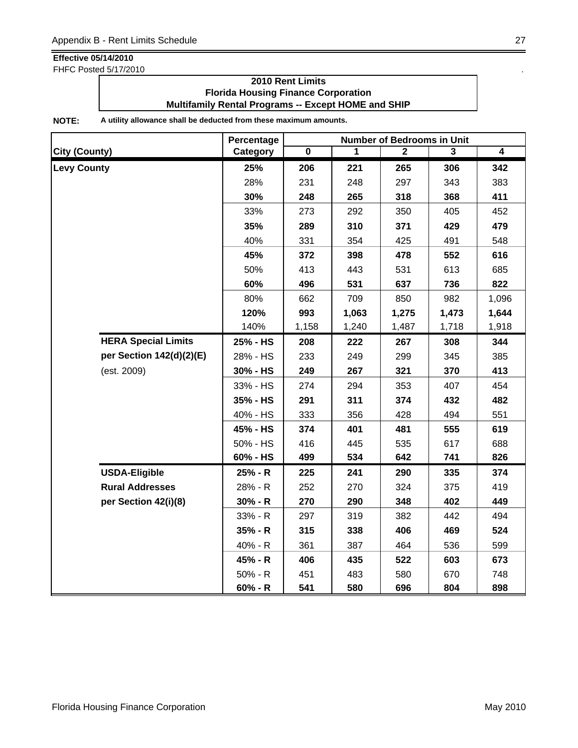**Effective 05/14/2010**

FHFC Posted 5/17/2010

**2010 Rent Limits**
**Florida Housing Finance Corporation**
**Multifamily Rental Programs -- Except HOME and SHIP**

**NOTE:** **A utility allowance shall be deducted from these maximum amounts.**

| City (County) | | Percentage Category | Number of Bedrooms in Unit 0 | 1 | 2 | 3 | 4 |
|---|---|---|---|---|---|---|---|
| **Levy County** | | **25%** | **206** | **221** | **265** | **306** | **342** |
| | | 28% | 231 | 248 | 297 | 343 | 383 |
| | | **30%** | **248** | **265** | **318** | **368** | **411** |
| | | 33% | 273 | 292 | 350 | 405 | 452 |
| | | **35%** | **289** | **310** | **371** | **429** | **479** |
| | | 40% | 331 | 354 | 425 | 491 | 548 |
| | | **45%** | **372** | **398** | **478** | **552** | **616** |
| | | 50% | 413 | 443 | 531 | 613 | 685 |
| | | **60%** | **496** | **531** | **637** | **736** | **822** |
| | | 80% | 662 | 709 | 850 | 982 | 1,096 |
| | | **120%** | **993** | **1,063** | **1,275** | **1,473** | **1,644** |
| | | 140% | 1,158 | 1,240 | 1,487 | 1,718 | 1,918 |
| | **HERA Special Limits** | **25% - HS** | **208** | **222** | **267** | **308** | **344** |
| | **per Section 142(d)(2)(E)** | 28% - HS | 233 | 249 | 299 | 345 | 385 |
| | (est. 2009) | **30% - HS** | **249** | **267** | **321** | **370** | **413** |
| | | 33% - HS | 274 | 294 | 353 | 407 | 454 |
| | | **35% - HS** | **291** | **311** | **374** | **432** | **482** |
| | | 40% - HS | 333 | 356 | 428 | 494 | 551 |
| | | **45% - HS** | **374** | **401** | **481** | **555** | **619** |
| | | 50% - HS | 416 | 445 | 535 | 617 | 688 |
| | | **60% - HS** | **499** | **534** | **642** | **741** | **826** |
| | **USDA-Eligible** | **25% - R** | **225** | **241** | **290** | **335** | **374** |
| | **Rural Addresses** | 28% - R | 252 | 270 | 324 | 375 | 419 |
| | **per Section 42(i)(8)** | **30% - R** | **270** | **290** | **348** | **402** | **449** |
| | | 33% - R | 297 | 319 | 382 | 442 | 494 |
| | | **35% - R** | **315** | **338** | **406** | **469** | **524** |
| | | 40% - R | 361 | 387 | 464 | 536 | 599 |
| | | **45% - R** | **406** | **435** | **522** | **603** | **673** |
| | | 50% - R | 451 | 483 | 580 | 670 | 748 |
| | | **60% - R** | **541** | **580** | **696** | **804** | **898** |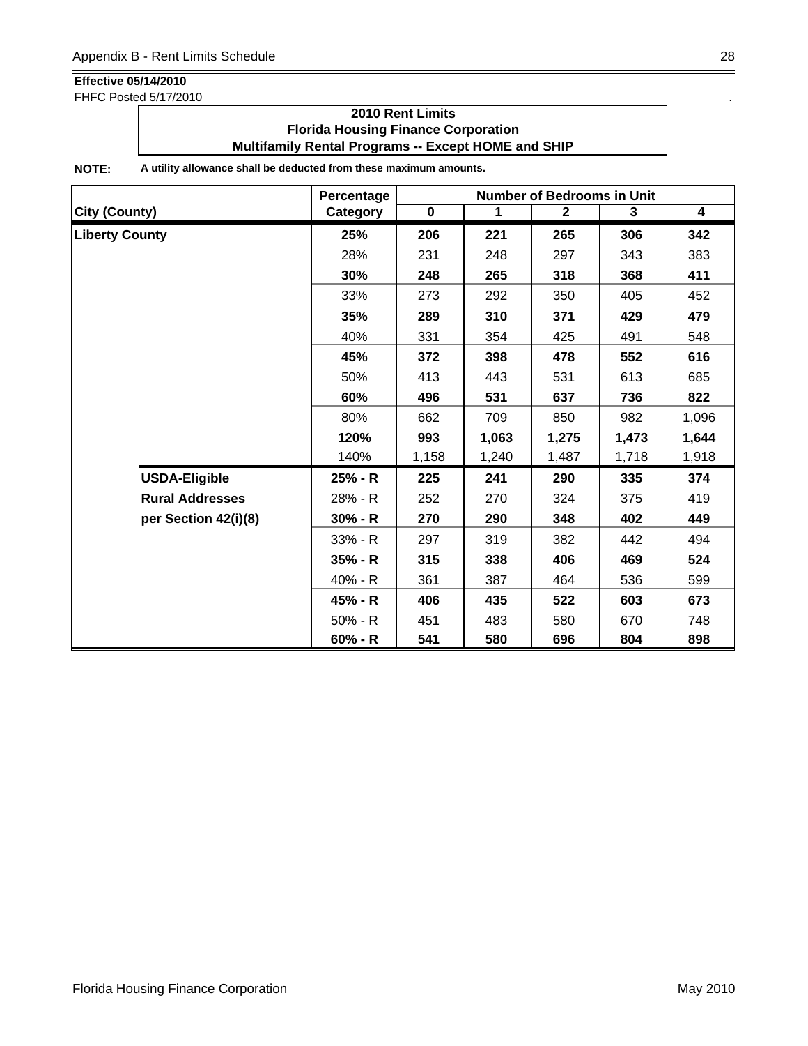**Effective 05/14/2010**
FHFC Posted 5/17/2010

## 2010 Rent Limits
## Florida Housing Finance Corporation
## Multifamily Rental Programs -- Except HOME and SHIP

**NOTE:** **A utility allowance shall be deducted from these maximum amounts.**

| City (County) | Percentage Category | Number of Bedrooms in Unit 0 | 1 | 2 | 3 | 4 |
|---|---|---|---|---|---|---|
| **Liberty County** | **25%** | **206** | **221** | **265** | **306** | **342** |
| | 28% | 231 | 248 | 297 | 343 | 383 |
| | **30%** | **248** | **265** | **318** | **368** | **411** |
| | 33% | 273 | 292 | 350 | 405 | 452 |
| | **35%** | **289** | **310** | **371** | **429** | **479** |
| | 40% | 331 | 354 | 425 | 491 | 548 |
| | **45%** | **372** | **398** | **478** | **552** | **616** |
| | 50% | 413 | 443 | 531 | 613 | 685 |
| | **60%** | **496** | **531** | **637** | **736** | **822** |
| | 80% | 662 | 709 | 850 | 982 | 1,096 |
| | **120%** | **993** | **1,063** | **1,275** | **1,473** | **1,644** |
| | 140% | 1,158 | 1,240 | 1,487 | 1,718 | 1,918 |
| **USDA-Eligible** | **25% - R** | **225** | **241** | **290** | **335** | **374** |
| **Rural Addresses** | 28% - R | 252 | 270 | 324 | 375 | 419 |
| **per Section 42(i)(8)** | **30% - R** | **270** | **290** | **348** | **402** | **449** |
| | 33% - R | 297 | 319 | 382 | 442 | 494 |
| | **35% - R** | **315** | **338** | **406** | **469** | **524** |
| | 40% - R | 361 | 387 | 464 | 536 | 599 |
| | **45% - R** | **406** | **435** | **522** | **603** | **673** |
| | 50% - R | 451 | 483 | 580 | 670 | 748 |
| | **60% - R** | **541** | **580** | **696** | **804** | **898** |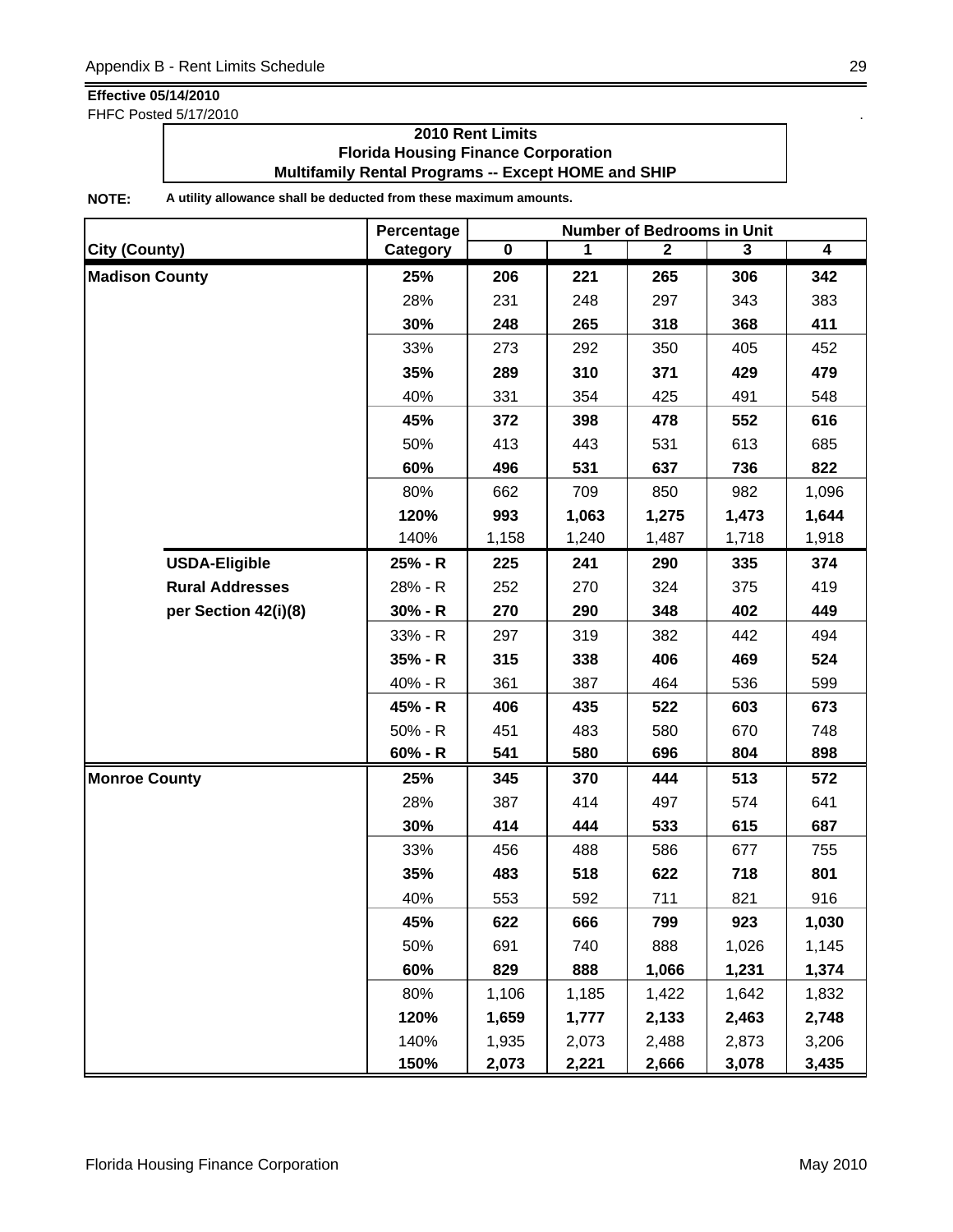**Effective 05/14/2010**
FHFC Posted 5/17/2010

**2010 Rent Limits**
**Florida Housing Finance Corporation**
**Multifamily Rental Programs -- Except HOME and SHIP**

**NOTE:** **A utility allowance shall be deducted from these maximum amounts.**

| City (County) | Percentage Category | Number of Bedrooms in Unit 0 | 1 | 2 | 3 | 4 |
|---|---|---|---|---|---|---|
| **Madison County** | **25%** | **206** | **221** | **265** | **306** | **342** |
| | 28% | 231 | 248 | 297 | 343 | 383 |
| | **30%** | **248** | **265** | **318** | **368** | **411** |
| | 33% | 273 | 292 | 350 | 405 | 452 |
| | **35%** | **289** | **310** | **371** | **429** | **479** |
| | 40% | 331 | 354 | 425 | 491 | 548 |
| | **45%** | **372** | **398** | **478** | **552** | **616** |
| | 50% | 413 | 443 | 531 | 613 | 685 |
| | **60%** | **496** | **531** | **637** | **736** | **822** |
| | 80% | 662 | 709 | 850 | 982 | 1,096 |
| | **120%** | **993** | **1,063** | **1,275** | **1,473** | **1,644** |
| | 140% | 1,158 | 1,240 | 1,487 | 1,718 | 1,918 |
| **USDA-Eligible** | **25% - R** | **225** | **241** | **290** | **335** | **374** |
| **Rural Addresses** | 28% - R | 252 | 270 | 324 | 375 | 419 |
| **per Section 42(i)(8)** | **30% - R** | **270** | **290** | **348** | **402** | **449** |
| | 33% - R | 297 | 319 | 382 | 442 | 494 |
| | **35% - R** | **315** | **338** | **406** | **469** | **524** |
| | 40% - R | 361 | 387 | 464 | 536 | 599 |
| | **45% - R** | **406** | **435** | **522** | **603** | **673** |
| | 50% - R | 451 | 483 | 580 | 670 | 748 |
| | **60% - R** | **541** | **580** | **696** | **804** | **898** |
| **Monroe County** | **25%** | **345** | **370** | **444** | **513** | **572** |
| | 28% | 387 | 414 | 497 | 574 | 641 |
| | **30%** | **414** | **444** | **533** | **615** | **687** |
| | 33% | 456 | 488 | 586 | 677 | 755 |
| | **35%** | **483** | **518** | **622** | **718** | **801** |
| | 40% | 553 | 592 | 711 | 821 | 916 |
| | **45%** | **622** | **666** | **799** | **923** | **1,030** |
| | 50% | 691 | 740 | 888 | 1,026 | 1,145 |
| | **60%** | **829** | **888** | **1,066** | **1,231** | **1,374** |
| | 80% | 1,106 | 1,185 | 1,422 | 1,642 | 1,832 |
| | **120%** | **1,659** | **1,777** | **2,133** | **2,463** | **2,748** |
| | 140% | 1,935 | 2,073 | 2,488 | 2,873 | 3,206 |
| | **150%** | **2,073** | **2,221** | **2,666** | **3,078** | **3,435** |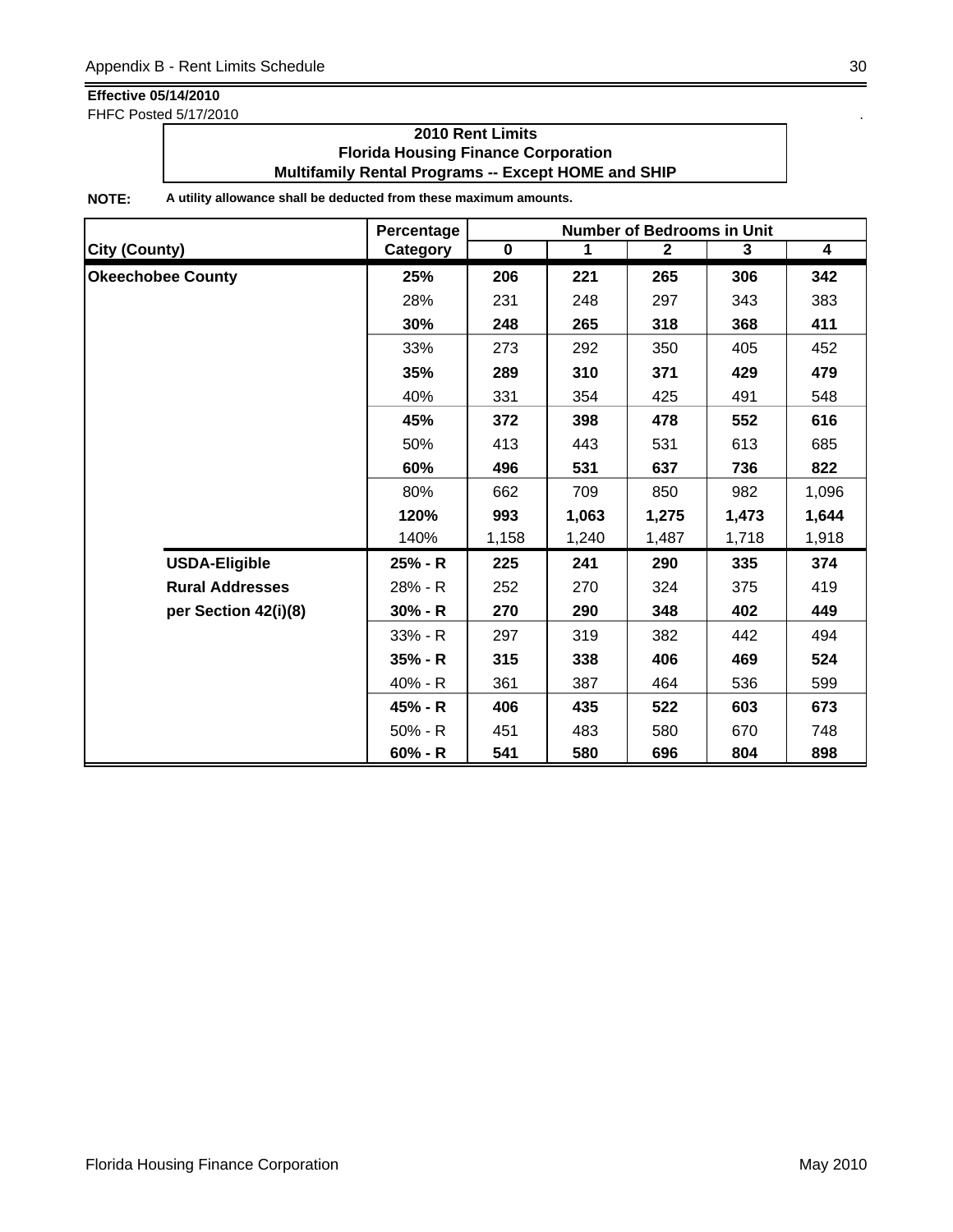**Effective 05/14/2010**
FHFC Posted 5/17/2010

**2010 Rent Limits**
**Florida Housing Finance Corporation**
**Multifamily Rental Programs -- Except HOME and SHIP**

**NOTE:** **A utility allowance shall be deducted from these maximum amounts.**

| City (County) | Percentage Category | Number of Bedrooms in Unit 0 | 1 | 2 | 3 | 4 |
|---|---|---|---|---|---|---|
| **Okeechobee County** | **25%** | **206** | **221** | **265** | **306** | **342** |
| | 28% | 231 | 248 | 297 | 343 | 383 |
| | **30%** | **248** | **265** | **318** | **368** | **411** |
| | 33% | 273 | 292 | 350 | 405 | 452 |
| | **35%** | **289** | **310** | **371** | **429** | **479** |
| | 40% | 331 | 354 | 425 | 491 | 548 |
| | **45%** | **372** | **398** | **478** | **552** | **616** |
| | 50% | 413 | 443 | 531 | 613 | 685 |
| | **60%** | **496** | **531** | **637** | **736** | **822** |
| | 80% | 662 | 709 | 850 | 982 | 1,096 |
| | **120%** | **993** | **1,063** | **1,275** | **1,473** | **1,644** |
| | 140% | 1,158 | 1,240 | 1,487 | 1,718 | 1,918 |
| **USDA-Eligible** | **25% - R** | **225** | **241** | **290** | **335** | **374** |
| **Rural Addresses** | 28% - R | 252 | 270 | 324 | 375 | 419 |
| **per Section 42(i)(8)** | **30% - R** | **270** | **290** | **348** | **402** | **449** |
| | 33% - R | 297 | 319 | 382 | 442 | 494 |
| | **35% - R** | **315** | **338** | **406** | **469** | **524** |
| | 40% - R | 361 | 387 | 464 | 536 | 599 |
| | **45% - R** | **406** | **435** | **522** | **603** | **673** |
| | 50% - R | 451 | 483 | 580 | 670 | 748 |
| | **60% - R** | **541** | **580** | **696** | **804** | **898** |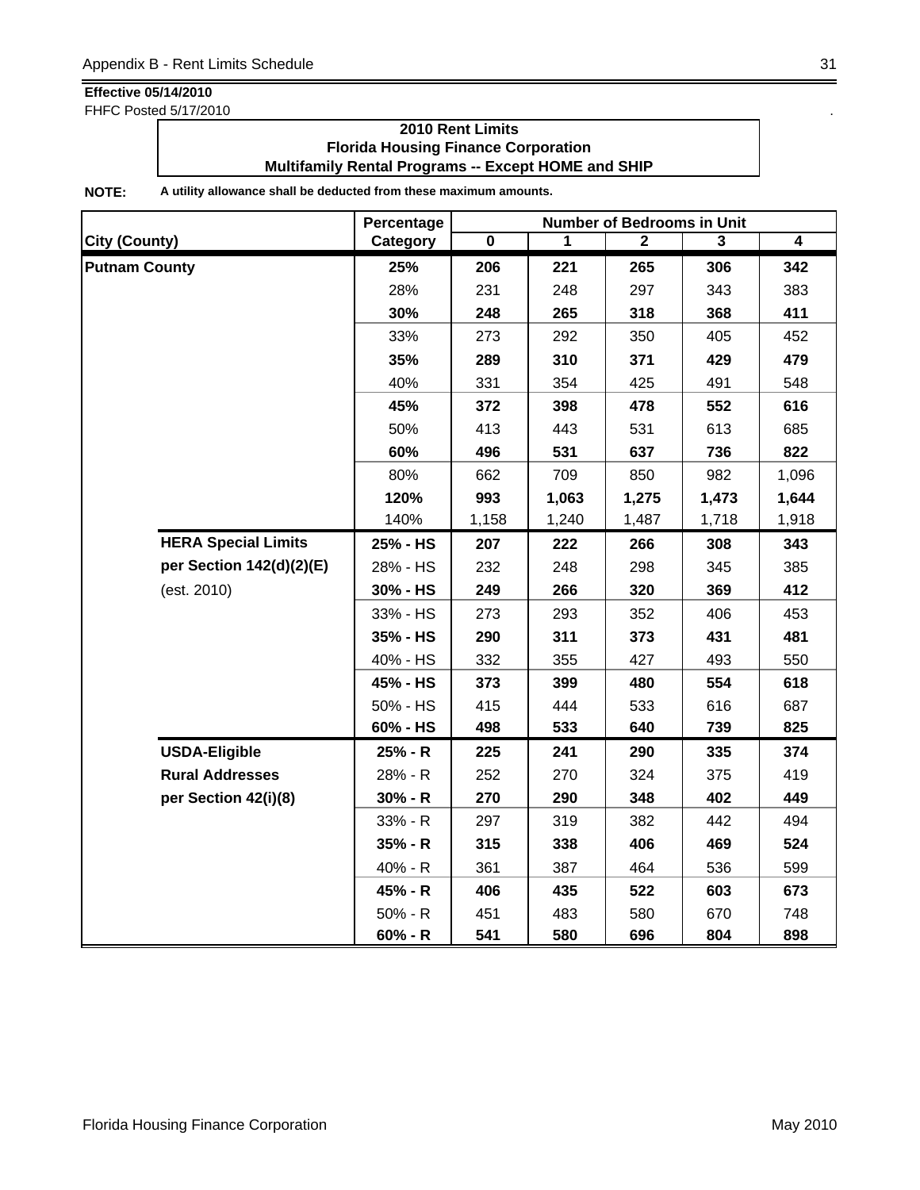**Effective 05/14/2010**

FHFC Posted 5/17/2010

**2010 Rent Limits**
**Florida Housing Finance Corporation**
**Multifamily Rental Programs -- Except HOME and SHIP**

**NOTE:** **A utility allowance shall be deducted from these maximum amounts.**

| City (County) | | Percentage Category | Number of Bedrooms in Unit 0 | 1 | 2 | 3 | 4 |
|---|---|---|---|---|---|---|---|
| **Putnam County** | | **25%** | **206** | **221** | **265** | **306** | **342** |
| | | 28% | 231 | 248 | 297 | 343 | 383 |
| | | **30%** | **248** | **265** | **318** | **368** | **411** |
| | | 33% | 273 | 292 | 350 | 405 | 452 |
| | | **35%** | **289** | **310** | **371** | **429** | **479** |
| | | 40% | 331 | 354 | 425 | 491 | 548 |
| | | **45%** | **372** | **398** | **478** | **552** | **616** |
| | | 50% | 413 | 443 | 531 | 613 | 685 |
| | | **60%** | **496** | **531** | **637** | **736** | **822** |
| | | 80% | 662 | 709 | 850 | 982 | 1,096 |
| | | **120%** | **993** | **1,063** | **1,275** | **1,473** | **1,644** |
| | | 140% | 1,158 | 1,240 | 1,487 | 1,718 | 1,918 |
| | **HERA Special Limits** | **25% - HS** | **207** | **222** | **266** | **308** | **343** |
| | **per Section 142(d)(2)(E)** | 28% - HS | 232 | 248 | 298 | 345 | 385 |
| | (est. 2010) | **30% - HS** | **249** | **266** | **320** | **369** | **412** |
| | | 33% - HS | 273 | 293 | 352 | 406 | 453 |
| | | **35% - HS** | **290** | **311** | **373** | **431** | **481** |
| | | 40% - HS | 332 | 355 | 427 | 493 | 550 |
| | | **45% - HS** | **373** | **399** | **480** | **554** | **618** |
| | | 50% - HS | 415 | 444 | 533 | 616 | 687 |
| | | **60% - HS** | **498** | **533** | **640** | **739** | **825** |
| | **USDA-Eligible** | **25% - R** | **225** | **241** | **290** | **335** | **374** |
| | **Rural Addresses** | 28% - R | 252 | 270 | 324 | 375 | 419 |
| | **per Section 42(i)(8)** | **30% - R** | **270** | **290** | **348** | **402** | **449** |
| | | 33% - R | 297 | 319 | 382 | 442 | 494 |
| | | **35% - R** | **315** | **338** | **406** | **469** | **524** |
| | | 40% - R | 361 | 387 | 464 | 536 | 599 |
| | | **45% - R** | **406** | **435** | **522** | **603** | **673** |
| | | 50% - R | 451 | 483 | 580 | 670 | 748 |
| | | **60% - R** | **541** | **580** | **696** | **804** | **898** |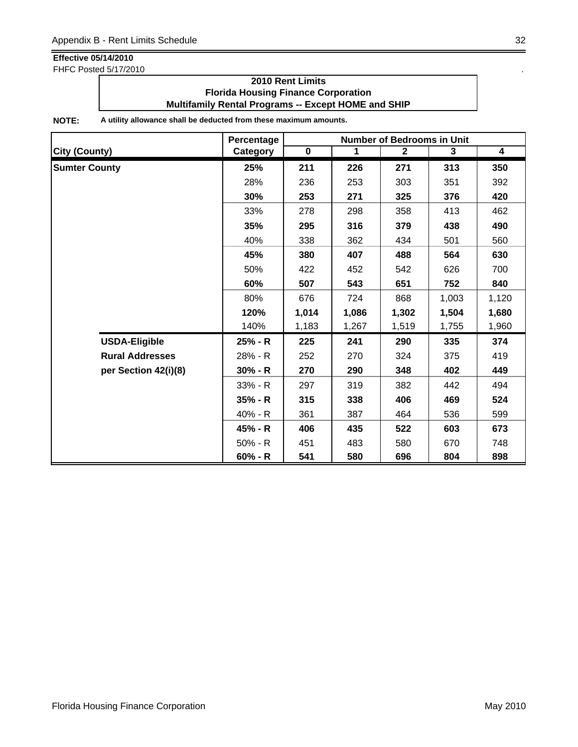**Effective 05/14/2010**
FHFC Posted 5/17/2010

**2010 Rent Limits**
**Florida Housing Finance Corporation**
**Multifamily Rental Programs -- Except HOME and SHIP**

**NOTE:** **A utility allowance shall be deducted from these maximum amounts.**

| City (County) | Percentage Category | Number of Bedrooms in Unit 0 | 1 | 2 | 3 | 4 |
|---|---|---|---|---|---|---|
| **Sumter County** | **25%** | **211** | **226** | **271** | **313** | **350** |
| | 28% | 236 | 253 | 303 | 351 | 392 |
| | **30%** | **253** | **271** | **325** | **376** | **420** |
| | 33% | 278 | 298 | 358 | 413 | 462 |
| | **35%** | **295** | **316** | **379** | **438** | **490** |
| | 40% | 338 | 362 | 434 | 501 | 560 |
| | **45%** | **380** | **407** | **488** | **564** | **630** |
| | 50% | 422 | 452 | 542 | 626 | 700 |
| | **60%** | **507** | **543** | **651** | **752** | **840** |
| | 80% | 676 | 724 | 868 | 1,003 | 1,120 |
| | **120%** | **1,014** | **1,086** | **1,302** | **1,504** | **1,680** |
| | 140% | 1,183 | 1,267 | 1,519 | 1,755 | 1,960 |
| **USDA-Eligible** | **25% - R** | **225** | **241** | **290** | **335** | **374** |
| **Rural Addresses** | 28% - R | 252 | 270 | 324 | 375 | 419 |
| **per Section 42(i)(8)** | **30% - R** | **270** | **290** | **348** | **402** | **449** |
| | 33% - R | 297 | 319 | 382 | 442 | 494 |
| | **35% - R** | **315** | **338** | **406** | **469** | **524** |
| | 40% - R | 361 | 387 | 464 | 536 | 599 |
| | **45% - R** | **406** | **435** | **522** | **603** | **673** |
| | 50% - R | 451 | 483 | 580 | 670 | 748 |
| | **60% - R** | **541** | **580** | **696** | **804** | **898** |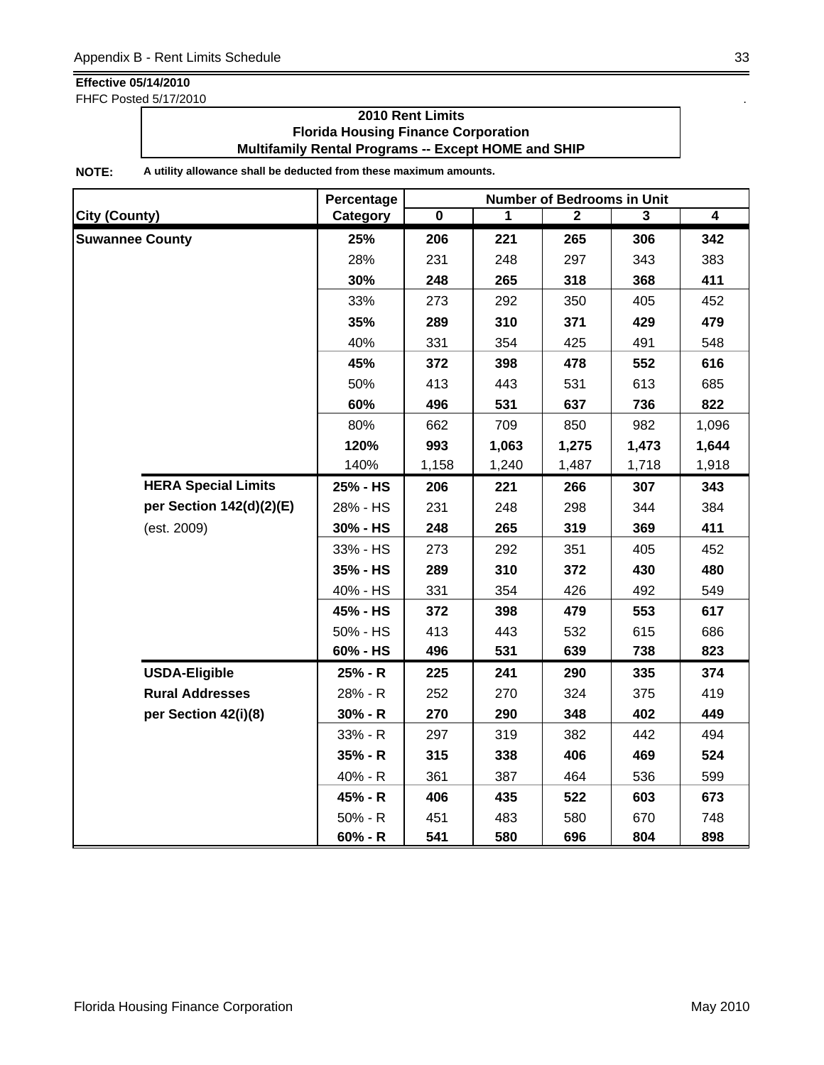**Effective 05/14/2010**

FHFC Posted 5/17/2010

**2010 Rent Limits**
**Florida Housing Finance Corporation**
**Multifamily Rental Programs -- Except HOME and SHIP**

**NOTE:** **A utility allowance shall be deducted from these maximum amounts.**

| City (County) | | Percentage Category | Number of Bedrooms in Unit 0 | 1 | 2 | 3 | 4 |
|---|---|---|---|---|---|---|---|
| **Suwannee County** | | **25%** | **206** | **221** | **265** | **306** | **342** |
| | | 28% | 231 | 248 | 297 | 343 | 383 |
| | | **30%** | **248** | **265** | **318** | **368** | **411** |
| | | 33% | 273 | 292 | 350 | 405 | 452 |
| | | **35%** | **289** | **310** | **371** | **429** | **479** |
| | | 40% | 331 | 354 | 425 | 491 | 548 |
| | | **45%** | **372** | **398** | **478** | **552** | **616** |
| | | 50% | 413 | 443 | 531 | 613 | 685 |
| | | **60%** | **496** | **531** | **637** | **736** | **822** |
| | | 80% | 662 | 709 | 850 | 982 | 1,096 |
| | | **120%** | **993** | **1,063** | **1,275** | **1,473** | **1,644** |
| | | 140% | 1,158 | 1,240 | 1,487 | 1,718 | 1,918 |
| | **HERA Special Limits** | **25% - HS** | **206** | **221** | **266** | **307** | **343** |
| | **per Section 142(d)(2)(E)** | 28% - HS | 231 | 248 | 298 | 344 | 384 |
| | (est. 2009) | **30% - HS** | **248** | **265** | **319** | **369** | **411** |
| | | 33% - HS | 273 | 292 | 351 | 405 | 452 |
| | | **35% - HS** | **289** | **310** | **372** | **430** | **480** |
| | | 40% - HS | 331 | 354 | 426 | 492 | 549 |
| | | **45% - HS** | **372** | **398** | **479** | **553** | **617** |
| | | 50% - HS | 413 | 443 | 532 | 615 | 686 |
| | | **60% - HS** | **496** | **531** | **639** | **738** | **823** |
| | **USDA-Eligible** | **25% - R** | **225** | **241** | **290** | **335** | **374** |
| | **Rural Addresses** | 28% - R | 252 | 270 | 324 | 375 | 419 |
| | **per Section 42(i)(8)** | **30% - R** | **270** | **290** | **348** | **402** | **449** |
| | | 33% - R | 297 | 319 | 382 | 442 | 494 |
| | | **35% - R** | **315** | **338** | **406** | **469** | **524** |
| | | 40% - R | 361 | 387 | 464 | 536 | 599 |
| | | **45% - R** | **406** | **435** | **522** | **603** | **673** |
| | | 50% - R | 451 | 483 | 580 | 670 | 748 |
| | | **60% - R** | **541** | **580** | **696** | **804** | **898** |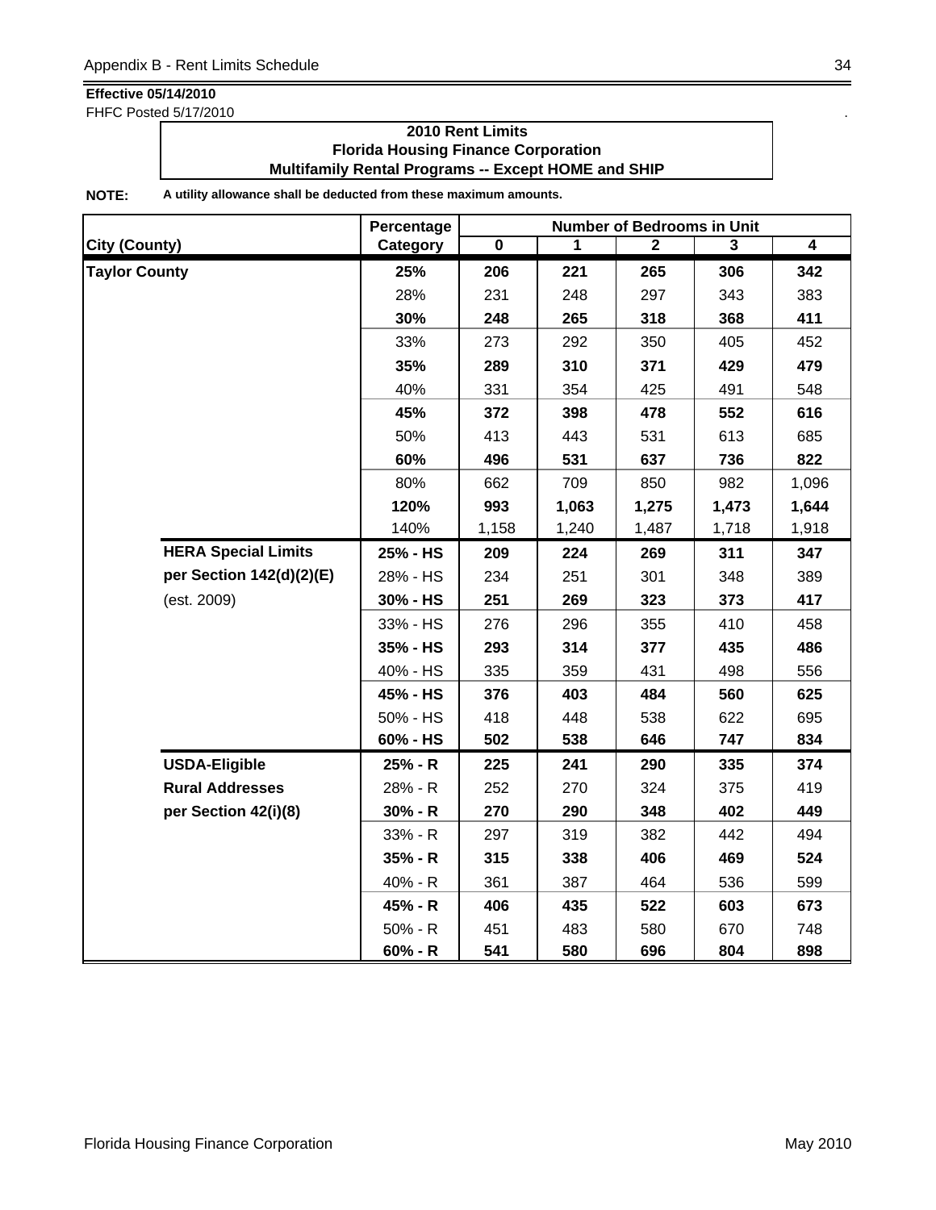**Effective 05/14/2010**
FHFC Posted 5/17/2010

**2010 Rent Limits**
**Florida Housing Finance Corporation**
**Multifamily Rental Programs -- Except HOME and SHIP**

**NOTE:** **A utility allowance shall be deducted from these maximum amounts.**

| City (County) | | Percentage Category | Number of Bedrooms in Unit 0 | 1 | 2 | 3 | 4 |
|---|---|---|---|---|---|---|---|
| **Taylor County** | | **25%** | **206** | **221** | **265** | **306** | **342** |
| | | 28% | 231 | 248 | 297 | 343 | 383 |
| | | **30%** | **248** | **265** | **318** | **368** | **411** |
| | | 33% | 273 | 292 | 350 | 405 | 452 |
| | | **35%** | **289** | **310** | **371** | **429** | **479** |
| | | 40% | 331 | 354 | 425 | 491 | 548 |
| | | **45%** | **372** | **398** | **478** | **552** | **616** |
| | | 50% | 413 | 443 | 531 | 613 | 685 |
| | | **60%** | **496** | **531** | **637** | **736** | **822** |
| | | 80% | 662 | 709 | 850 | 982 | 1,096 |
| | | **120%** | **993** | **1,063** | **1,275** | **1,473** | **1,644** |
| | | 140% | 1,158 | 1,240 | 1,487 | 1,718 | 1,918 |
| | **HERA Special Limits** | **25% - HS** | **209** | **224** | **269** | **311** | **347** |
| | **per Section 142(d)(2)(E)** | 28% - HS | 234 | 251 | 301 | 348 | 389 |
| | (est. 2009) | **30% - HS** | **251** | **269** | **323** | **373** | **417** |
| | | 33% - HS | 276 | 296 | 355 | 410 | 458 |
| | | **35% - HS** | **293** | **314** | **377** | **435** | **486** |
| | | 40% - HS | 335 | 359 | 431 | 498 | 556 |
| | | **45% - HS** | **376** | **403** | **484** | **560** | **625** |
| | | 50% - HS | 418 | 448 | 538 | 622 | 695 |
| | | **60% - HS** | **502** | **538** | **646** | **747** | **834** |
| | **USDA-Eligible** | **25% - R** | **225** | **241** | **290** | **335** | **374** |
| | **Rural Addresses** | 28% - R | 252 | 270 | 324 | 375 | 419 |
| | **per Section 42(i)(8)** | **30% - R** | **270** | **290** | **348** | **402** | **449** |
| | | 33% - R | 297 | 319 | 382 | 442 | 494 |
| | | **35% - R** | **315** | **338** | **406** | **469** | **524** |
| | | 40% - R | 361 | 387 | 464 | 536 | 599 |
| | | **45% - R** | **406** | **435** | **522** | **603** | **673** |
| | | 50% - R | 451 | 483 | 580 | 670 | 748 |
| | | **60% - R** | **541** | **580** | **696** | **804** | **898** |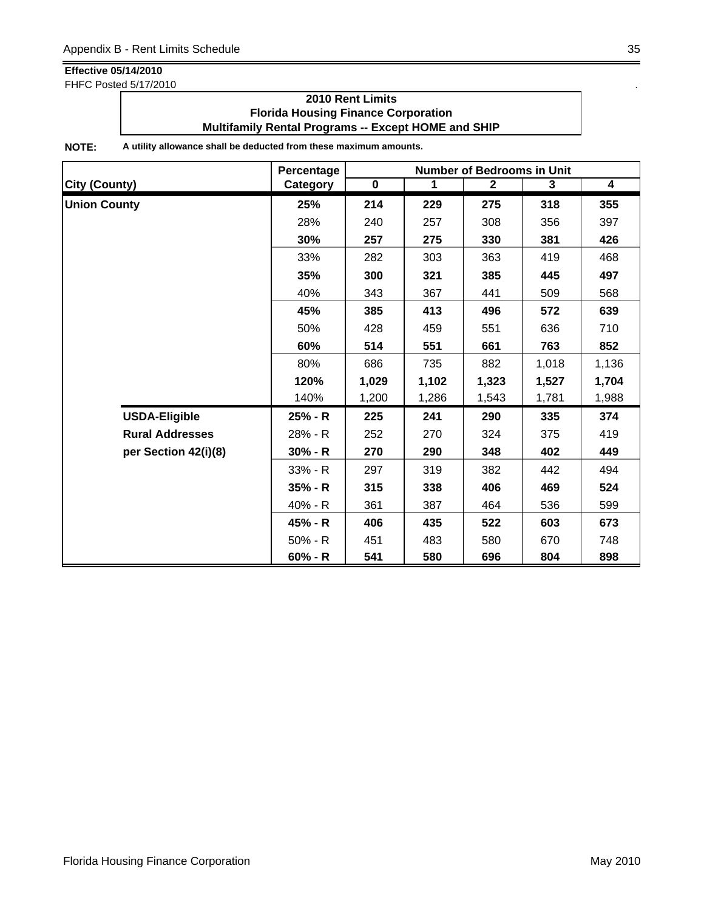**Effective 05/14/2010**
FHFC Posted 5/17/2010

**2010 Rent Limits**
**Florida Housing Finance Corporation**
**Multifamily Rental Programs -- Except HOME and SHIP**

**NOTE:** **A utility allowance shall be deducted from these maximum amounts.**

| City (County) | Percentage Category | Number of Bedrooms in Unit 0 | 1 | 2 | 3 | 4 |
|---|---|---|---|---|---|---|
| **Union County** | **25%** | **214** | **229** | **275** | **318** | **355** |
| | 28% | 240 | 257 | 308 | 356 | 397 |
| | **30%** | **257** | **275** | **330** | **381** | **426** |
| | 33% | 282 | 303 | 363 | 419 | 468 |
| | **35%** | **300** | **321** | **385** | **445** | **497** |
| | 40% | 343 | 367 | 441 | 509 | 568 |
| | **45%** | **385** | **413** | **496** | **572** | **639** |
| | 50% | 428 | 459 | 551 | 636 | 710 |
| | **60%** | **514** | **551** | **661** | **763** | **852** |
| | 80% | 686 | 735 | 882 | 1,018 | 1,136 |
| | **120%** | **1,029** | **1,102** | **1,323** | **1,527** | **1,704** |
| | 140% | 1,200 | 1,286 | 1,543 | 1,781 | 1,988 |
| **USDA-Eligible** | **25% - R** | **225** | **241** | **290** | **335** | **374** |
| **Rural Addresses** | 28% - R | 252 | 270 | 324 | 375 | 419 |
| **per Section 42(i)(8)** | **30% - R** | **270** | **290** | **348** | **402** | **449** |
| | 33% - R | 297 | 319 | 382 | 442 | 494 |
| | **35% - R** | **315** | **338** | **406** | **469** | **524** |
| | 40% - R | 361 | 387 | 464 | 536 | 599 |
| | **45% - R** | **406** | **435** | **522** | **603** | **673** |
| | 50% - R | 451 | 483 | 580 | 670 | 748 |
| | **60% - R** | **541** | **580** | **696** | **804** | **898** |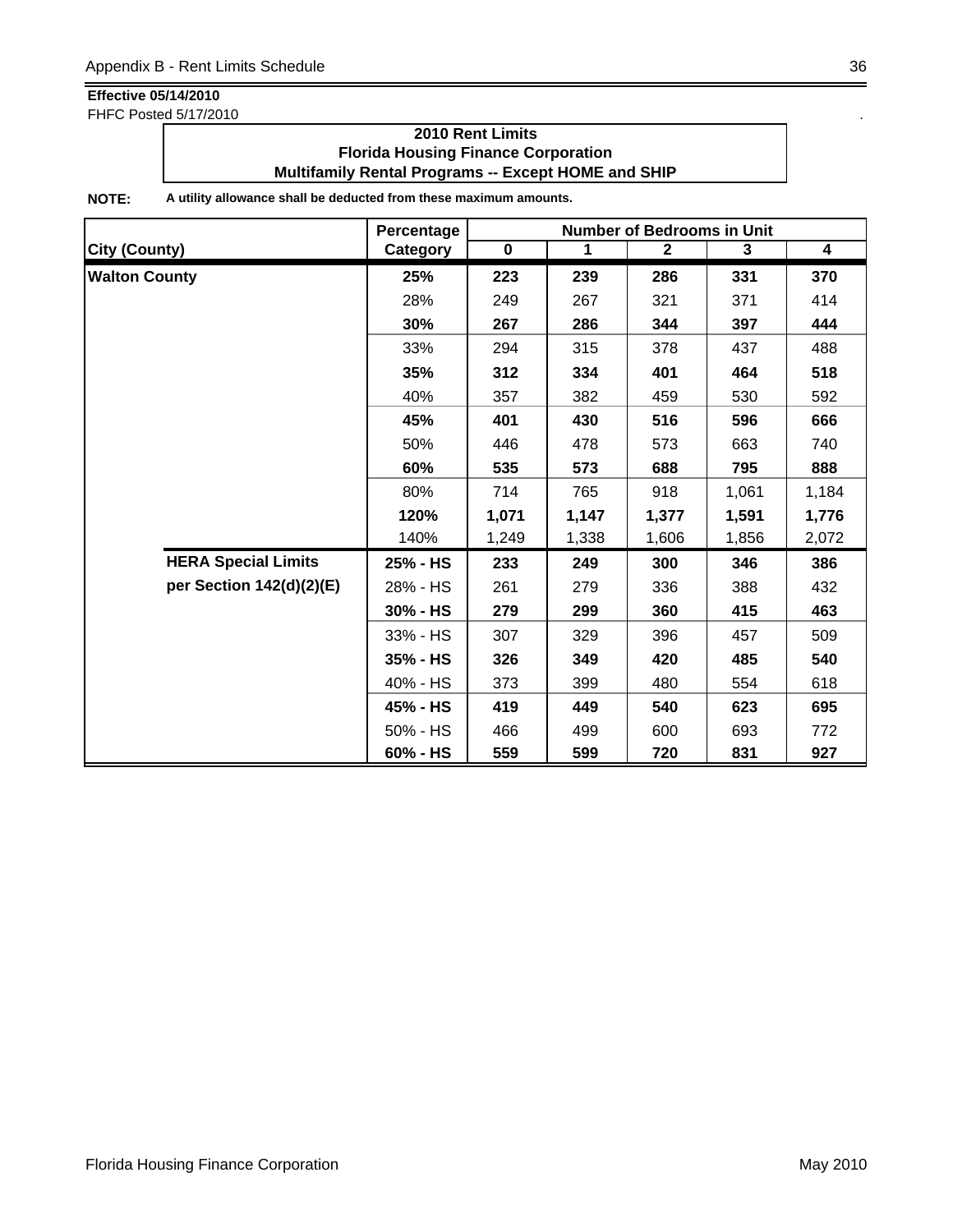**Effective 05/14/2010**
FHFC Posted 5/17/2010

**2010 Rent Limits**
**Florida Housing Finance Corporation**
**Multifamily Rental Programs -- Except HOME and SHIP**

**NOTE:** **A utility allowance shall be deducted from these maximum amounts.**

| City (County) | | Percentage Category | Number of Bedrooms in Unit 0 | 1 | 2 | 3 | 4 |
|---|---|---|---|---|---|---|---|
| **Walton County** | | **25%** | **223** | **239** | **286** | **331** | **370** |
| | | 28% | 249 | 267 | 321 | 371 | 414 |
| | | **30%** | **267** | **286** | **344** | **397** | **444** |
| | | 33% | 294 | 315 | 378 | 437 | 488 |
| | | **35%** | **312** | **334** | **401** | **464** | **518** |
| | | 40% | 357 | 382 | 459 | 530 | 592 |
| | | **45%** | **401** | **430** | **516** | **596** | **666** |
| | | 50% | 446 | 478 | 573 | 663 | 740 |
| | | **60%** | **535** | **573** | **688** | **795** | **888** |
| | | 80% | 714 | 765 | 918 | 1,061 | 1,184 |
| | | **120%** | **1,071** | **1,147** | **1,377** | **1,591** | **1,776** |
| | | 140% | 1,249 | 1,338 | 1,606 | 1,856 | 2,072 |
| | **HERA Special Limits** | **25% - HS** | **233** | **249** | **300** | **346** | **386** |
| | **per Section 142(d)(2)(E)** | 28% - HS | 261 | 279 | 336 | 388 | 432 |
| | | **30% - HS** | **279** | **299** | **360** | **415** | **463** |
| | | 33% - HS | 307 | 329 | 396 | 457 | 509 |
| | | **35% - HS** | **326** | **349** | **420** | **485** | **540** |
| | | 40% - HS | 373 | 399 | 480 | 554 | 618 |
| | | **45% - HS** | **419** | **449** | **540** | **623** | **695** |
| | | 50% - HS | 466 | 499 | 600 | 693 | 772 |
| | | **60% - HS** | **559** | **599** | **720** | **831** | **927** |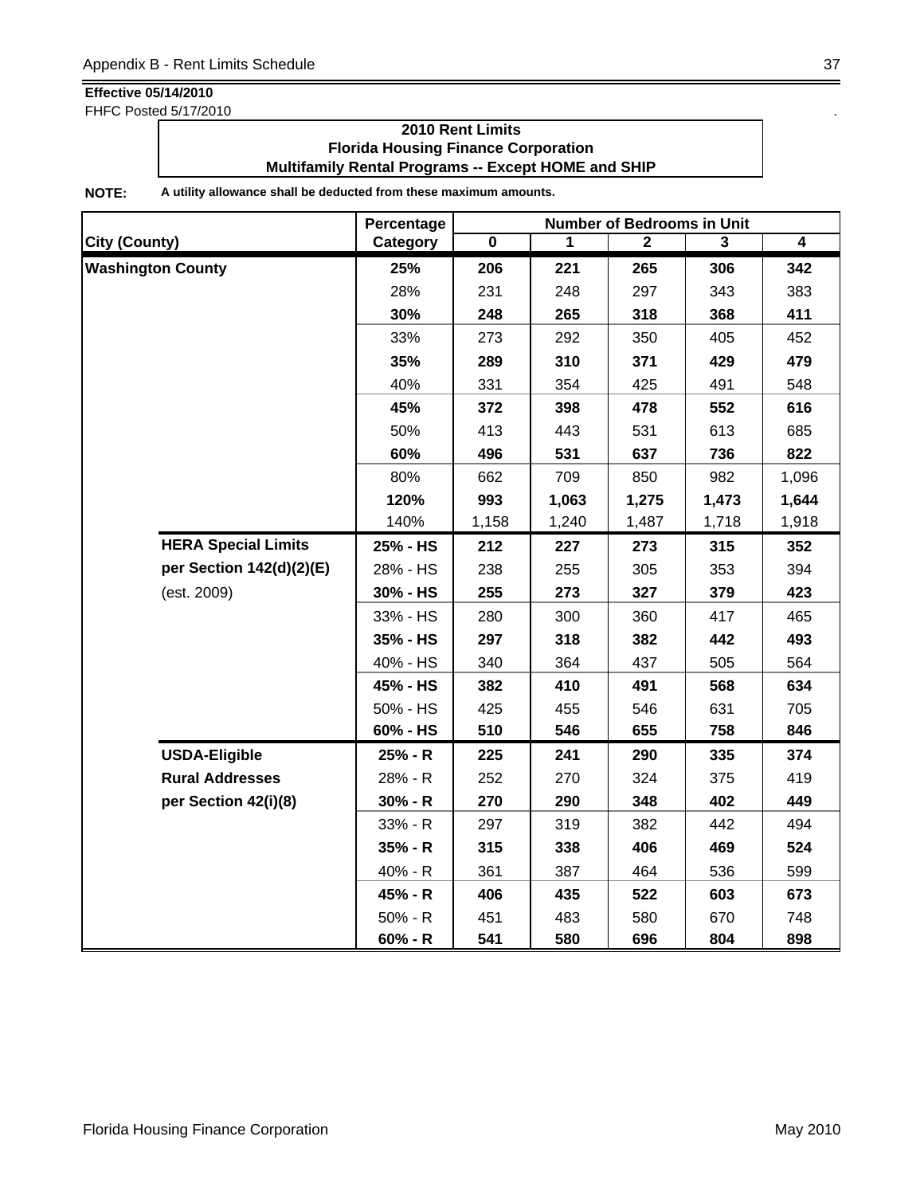**Effective 05/14/2010**
FHFC Posted 5/17/2010

**2010 Rent Limits**
**Florida Housing Finance Corporation**
**Multifamily Rental Programs -- Except HOME and SHIP**

**NOTE:** **A utility allowance shall be deducted from these maximum amounts.**

| City (County) | | Percentage Category | Number of Bedrooms in Unit 0 | 1 | 2 | 3 | 4 |
|---|---|---|---|---|---|---|---|
| **Washington County** | | **25%** | **206** | **221** | **265** | **306** | **342** |
| | | 28% | 231 | 248 | 297 | 343 | 383 |
| | | **30%** | **248** | **265** | **318** | **368** | **411** |
| | | 33% | 273 | 292 | 350 | 405 | 452 |
| | | **35%** | **289** | **310** | **371** | **429** | **479** |
| | | 40% | 331 | 354 | 425 | 491 | 548 |
| | | **45%** | **372** | **398** | **478** | **552** | **616** |
| | | 50% | 413 | 443 | 531 | 613 | 685 |
| | | **60%** | **496** | **531** | **637** | **736** | **822** |
| | | 80% | 662 | 709 | 850 | 982 | 1,096 |
| | | **120%** | **993** | **1,063** | **1,275** | **1,473** | **1,644** |
| | | 140% | 1,158 | 1,240 | 1,487 | 1,718 | 1,918 |
| | **HERA Special Limits** | **25% - HS** | **212** | **227** | **273** | **315** | **352** |
| | **per Section 142(d)(2)(E)** | 28% - HS | 238 | 255 | 305 | 353 | 394 |
| | (est. 2009) | **30% - HS** | **255** | **273** | **327** | **379** | **423** |
| | | 33% - HS | 280 | 300 | 360 | 417 | 465 |
| | | **35% - HS** | **297** | **318** | **382** | **442** | **493** |
| | | 40% - HS | 340 | 364 | 437 | 505 | 564 |
| | | **45% - HS** | **382** | **410** | **491** | **568** | **634** |
| | | 50% - HS | 425 | 455 | 546 | 631 | 705 |
| | | **60% - HS** | **510** | **546** | **655** | **758** | **846** |
| | **USDA-Eligible** | **25% - R** | **225** | **241** | **290** | **335** | **374** |
| | **Rural Addresses** | 28% - R | 252 | 270 | 324 | 375 | 419 |
| | **per Section 42(i)(8)** | **30% - R** | **270** | **290** | **348** | **402** | **449** |
| | | 33% - R | 297 | 319 | 382 | 442 | 494 |
| | | **35% - R** | **315** | **338** | **406** | **469** | **524** |
| | | 40% - R | 361 | 387 | 464 | 536 | 599 |
| | | **45% - R** | **406** | **435** | **522** | **603** | **673** |
| | | 50% - R | 451 | 483 | 580 | 670 | 748 |
| | | **60% - R** | **541** | **580** | **696** | **804** | **898** |